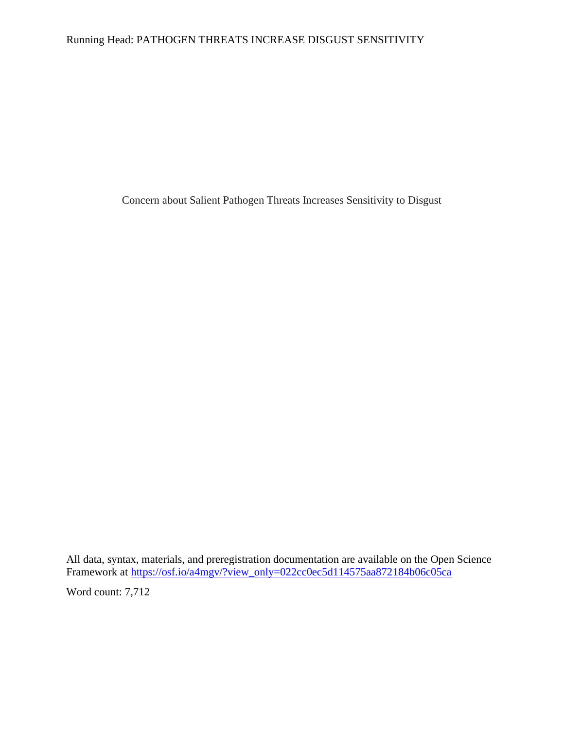# Concern about Salient Pathogen Threats Increases Sensitivity to Disgust

All data, syntax, materials, and preregistration documentation are available on the Open Science Framework at https://osf.io/a4mgv/?view_only=022cc0ec5d114575aa872184b06c05ca

Word count: 7,712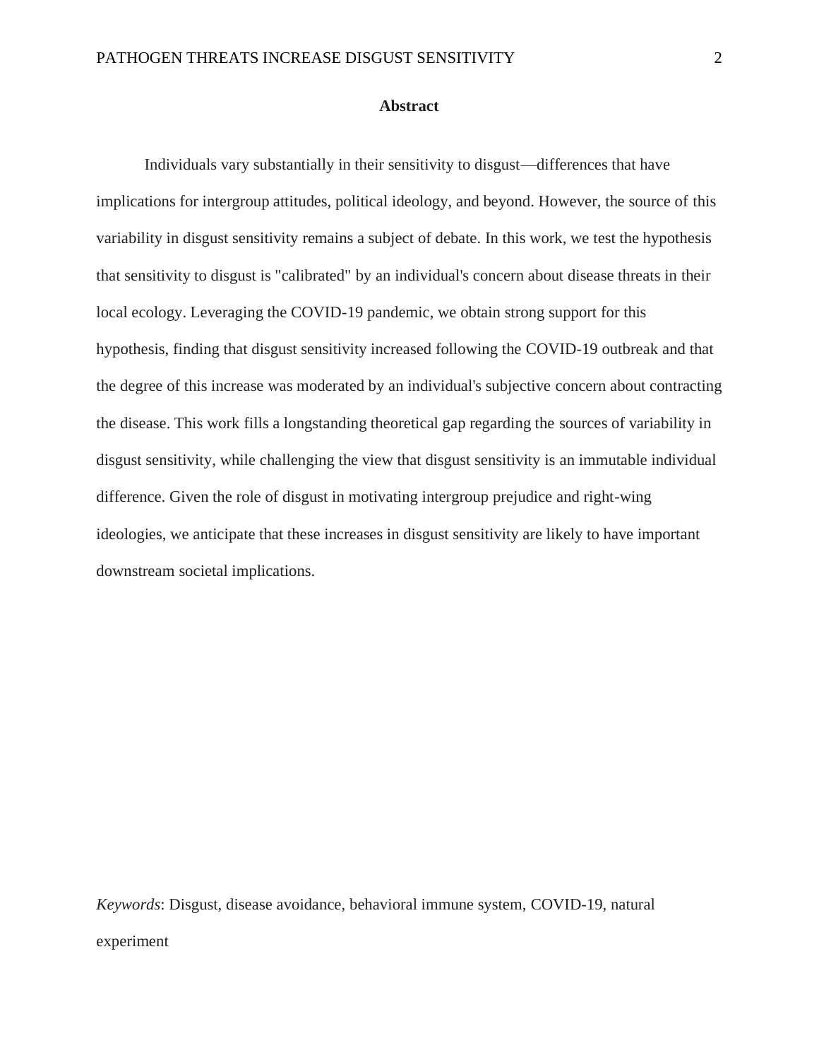## Abstract

Individuals vary substantially in their sensitivity to disgust—differences that have implications for intergroup attitudes, political ideology, and beyond. However, the source of this variability in disgust sensitivity remains a subject of debate. In this work, we test the hypothesis that sensitivity to disgust is "calibrated" by an individual's concern about disease threats in their local ecology. Leveraging the COVID-19 pandemic, we obtain strong support for this hypothesis, finding that disgust sensitivity increased following the COVID-19 outbreak and that the degree of this increase was moderated by an individual's subjective concern about contracting the disease. This work fills a longstanding theoretical gap regarding the sources of variability in disgust sensitivity, while challenging the view that disgust sensitivity is an immutable individual difference. Given the role of disgust in motivating intergroup prejudice and right-wing ideologies, we anticipate that these increases in disgust sensitivity are likely to have important downstream societal implications.

*Keywords*: Disgust, disease avoidance, behavioral immune system, COVID-19, natural experiment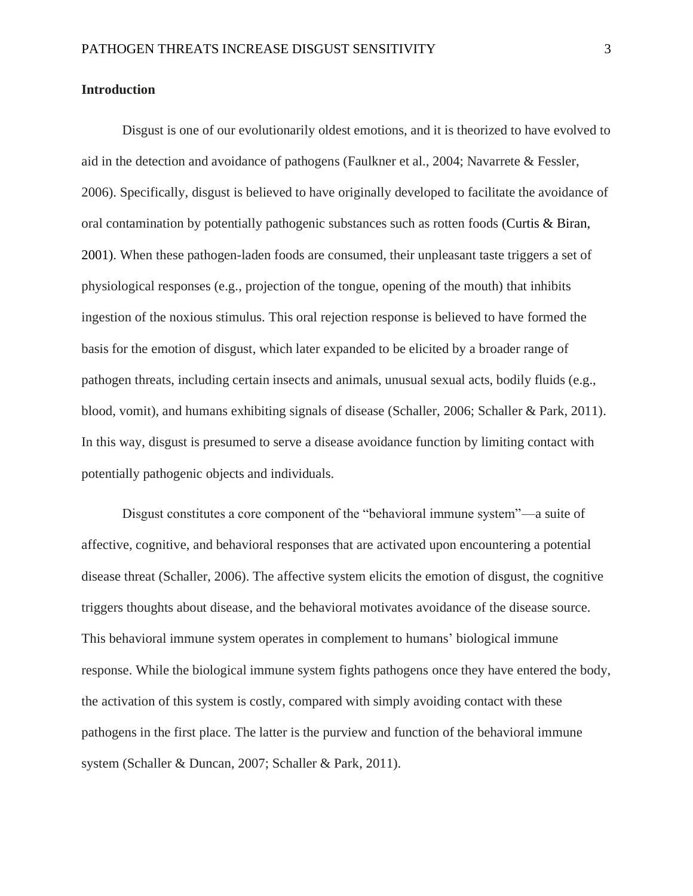## Introduction

Disgust is one of our evolutionarily oldest emotions, and it is theorized to have evolved to aid in the detection and avoidance of pathogens (Faulkner et al., 2004; Navarrete & Fessler, 2006). Specifically, disgust is believed to have originally developed to facilitate the avoidance of oral contamination by potentially pathogenic substances such as rotten foods (Curtis & Biran, 2001). When these pathogen-laden foods are consumed, their unpleasant taste triggers a set of physiological responses (e.g., projection of the tongue, opening of the mouth) that inhibits ingestion of the noxious stimulus. This oral rejection response is believed to have formed the basis for the emotion of disgust, which later expanded to be elicited by a broader range of pathogen threats, including certain insects and animals, unusual sexual acts, bodily fluids (e.g., blood, vomit), and humans exhibiting signals of disease (Schaller, 2006; Schaller & Park, 2011). In this way, disgust is presumed to serve a disease avoidance function by limiting contact with potentially pathogenic objects and individuals.

Disgust constitutes a core component of the "behavioral immune system"—a suite of affective, cognitive, and behavioral responses that are activated upon encountering a potential disease threat (Schaller, 2006). The affective system elicits the emotion of disgust, the cognitive triggers thoughts about disease, and the behavioral motivates avoidance of the disease source. This behavioral immune system operates in complement to humans' biological immune response. While the biological immune system fights pathogens once they have entered the body, the activation of this system is costly, compared with simply avoiding contact with these pathogens in the first place. The latter is the purview and function of the behavioral immune system (Schaller & Duncan, 2007; Schaller & Park, 2011).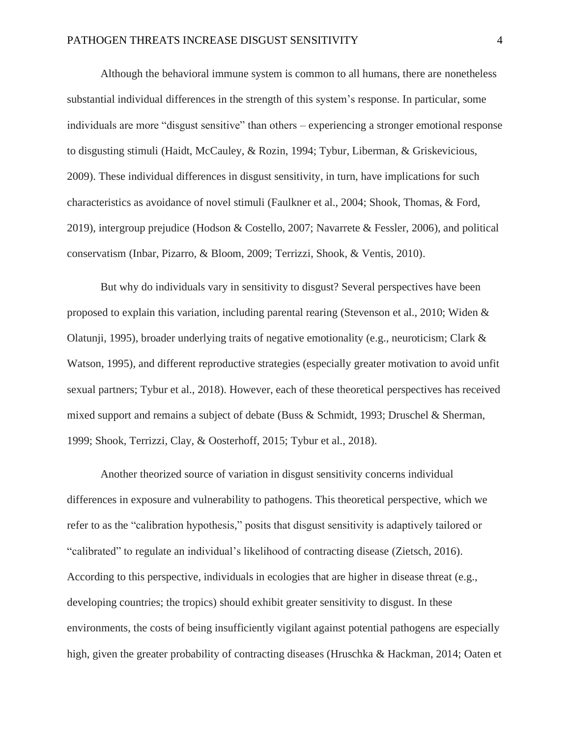Although the behavioral immune system is common to all humans, there are nonetheless substantial individual differences in the strength of this system's response. In particular, some individuals are more "disgust sensitive" than others – experiencing a stronger emotional response to disgusting stimuli (Haidt, McCauley, & Rozin, 1994; Tybur, Liberman, & Griskevicious, 2009). These individual differences in disgust sensitivity, in turn, have implications for such characteristics as avoidance of novel stimuli (Faulkner et al., 2004; Shook, Thomas, & Ford, 2019), intergroup prejudice (Hodson & Costello, 2007; Navarrete & Fessler, 2006), and political conservatism (Inbar, Pizarro, & Bloom, 2009; Terrizzi, Shook, & Ventis, 2010).

But why do individuals vary in sensitivity to disgust? Several perspectives have been proposed to explain this variation, including parental rearing (Stevenson et al., 2010; Widen & Olatunji, 1995), broader underlying traits of negative emotionality (e.g., neuroticism; Clark & Watson, 1995), and different reproductive strategies (especially greater motivation to avoid unfit sexual partners; Tybur et al., 2018). However, each of these theoretical perspectives has received mixed support and remains a subject of debate (Buss & Schmidt, 1993; Druschel & Sherman, 1999; Shook, Terrizzi, Clay, & Oosterhoff, 2015; Tybur et al., 2018).

Another theorized source of variation in disgust sensitivity concerns individual differences in exposure and vulnerability to pathogens. This theoretical perspective, which we refer to as the "calibration hypothesis," posits that disgust sensitivity is adaptively tailored or "calibrated" to regulate an individual's likelihood of contracting disease (Zietsch, 2016). According to this perspective, individuals in ecologies that are higher in disease threat (e.g., developing countries; the tropics) should exhibit greater sensitivity to disgust. In these environments, the costs of being insufficiently vigilant against potential pathogens are especially high, given the greater probability of contracting diseases (Hruschka & Hackman, 2014; Oaten et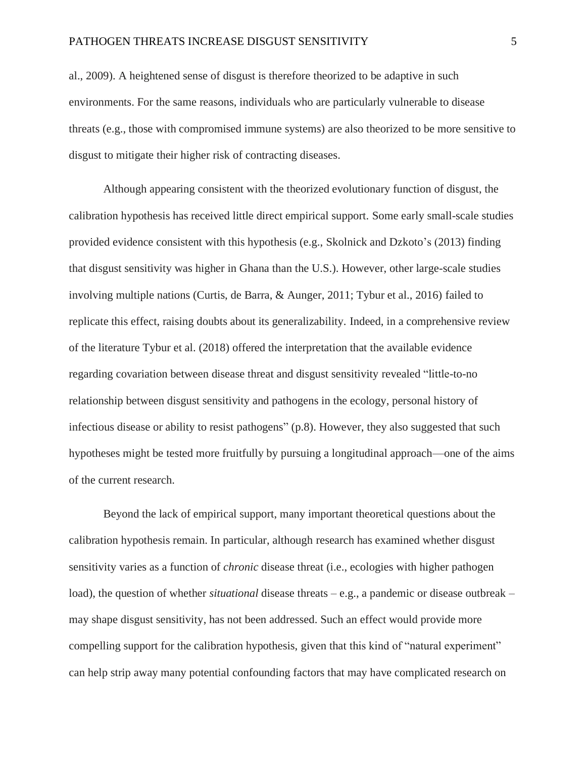al., 2009). A heightened sense of disgust is therefore theorized to be adaptive in such environments. For the same reasons, individuals who are particularly vulnerable to disease threats (e.g., those with compromised immune systems) are also theorized to be more sensitive to disgust to mitigate their higher risk of contracting diseases.

Although appearing consistent with the theorized evolutionary function of disgust, the calibration hypothesis has received little direct empirical support. Some early small-scale studies provided evidence consistent with this hypothesis (e.g., Skolnick and Dzkoto's (2013) finding that disgust sensitivity was higher in Ghana than the U.S.). However, other large-scale studies involving multiple nations (Curtis, de Barra, & Aunger, 2011; Tybur et al., 2016) failed to replicate this effect, raising doubts about its generalizability. Indeed, in a comprehensive review of the literature Tybur et al. (2018) offered the interpretation that the available evidence regarding covariation between disease threat and disgust sensitivity revealed "little-to-no relationship between disgust sensitivity and pathogens in the ecology, personal history of infectious disease or ability to resist pathogens" (p.8). However, they also suggested that such hypotheses might be tested more fruitfully by pursuing a longitudinal approach—one of the aims of the current research.

Beyond the lack of empirical support, many important theoretical questions about the calibration hypothesis remain. In particular, although research has examined whether disgust sensitivity varies as a function of *chronic* disease threat (i.e., ecologies with higher pathogen load), the question of whether *situational* disease threats – e.g., a pandemic or disease outbreak – may shape disgust sensitivity, has not been addressed. Such an effect would provide more compelling support for the calibration hypothesis, given that this kind of "natural experiment" can help strip away many potential confounding factors that may have complicated research on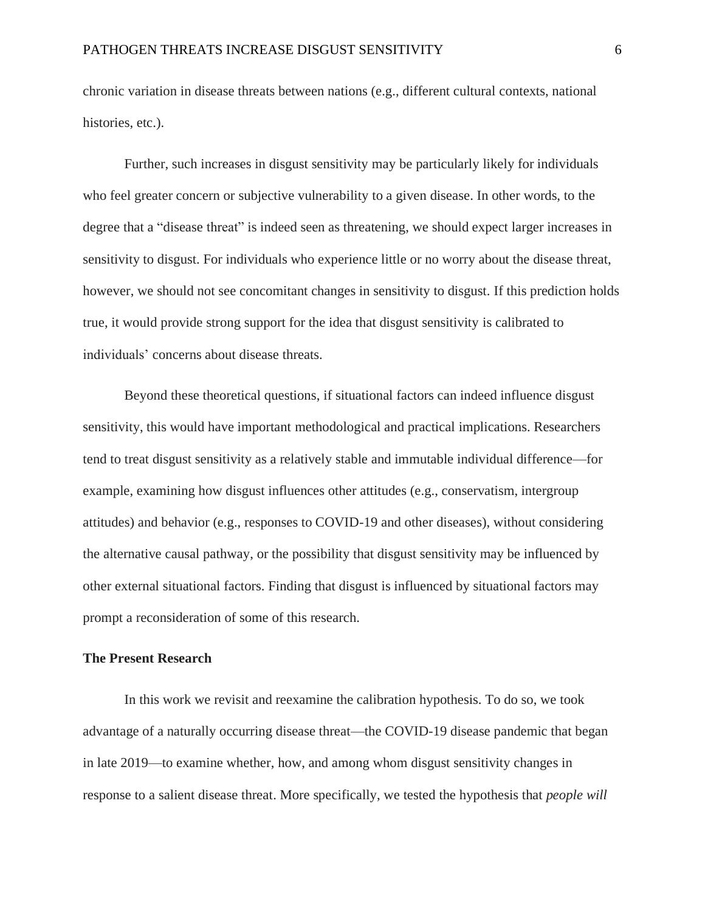chronic variation in disease threats between nations (e.g., different cultural contexts, national histories, etc.).

Further, such increases in disgust sensitivity may be particularly likely for individuals who feel greater concern or subjective vulnerability to a given disease. In other words, to the degree that a "disease threat" is indeed seen as threatening, we should expect larger increases in sensitivity to disgust. For individuals who experience little or no worry about the disease threat, however, we should not see concomitant changes in sensitivity to disgust. If this prediction holds true, it would provide strong support for the idea that disgust sensitivity is calibrated to individuals' concerns about disease threats.

Beyond these theoretical questions, if situational factors can indeed influence disgust sensitivity, this would have important methodological and practical implications. Researchers tend to treat disgust sensitivity as a relatively stable and immutable individual difference—for example, examining how disgust influences other attitudes (e.g., conservatism, intergroup attitudes) and behavior (e.g., responses to COVID-19 and other diseases), without considering the alternative causal pathway, or the possibility that disgust sensitivity may be influenced by other external situational factors. Finding that disgust is influenced by situational factors may prompt a reconsideration of some of this research.

## The Present Research

In this work we revisit and reexamine the calibration hypothesis. To do so, we took advantage of a naturally occurring disease threat—the COVID-19 disease pandemic that began in late 2019—to examine whether, how, and among whom disgust sensitivity changes in response to a salient disease threat. More specifically, we tested the hypothesis that *people will*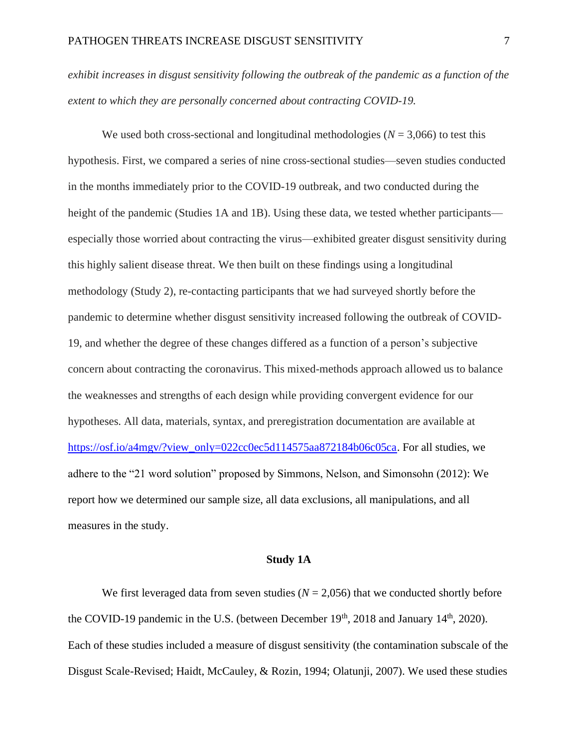*exhibit increases in disgust sensitivity following the outbreak of the pandemic as a function of the extent to which they are personally concerned about contracting COVID-19.*

We used both cross-sectional and longitudinal methodologies (*N* = 3,066) to test this hypothesis. First, we compared a series of nine cross-sectional studies—seven studies conducted in the months immediately prior to the COVID-19 outbreak, and two conducted during the height of the pandemic (Studies 1A and 1B). Using these data, we tested whether participants—especially those worried about contracting the virus—exhibited greater disgust sensitivity during this highly salient disease threat. We then built on these findings using a longitudinal methodology (Study 2), re-contacting participants that we had surveyed shortly before the pandemic to determine whether disgust sensitivity increased following the outbreak of COVID-19, and whether the degree of these changes differed as a function of a person's subjective concern about contracting the coronavirus. This mixed-methods approach allowed us to balance the weaknesses and strengths of each design while providing convergent evidence for our hypotheses. All data, materials, syntax, and preregistration documentation are available at https://osf.io/a4mgv/?view_only=022cc0ec5d114575aa872184b06c05ca. For all studies, we adhere to the "21 word solution" proposed by Simmons, Nelson, and Simonsohn (2012): We report how we determined our sample size, all data exclusions, all manipulations, and all measures in the study.

## Study 1A

We first leveraged data from seven studies (*N* = 2,056) that we conducted shortly before the COVID-19 pandemic in the U.S. (between December 19th, 2018 and January 14th, 2020). Each of these studies included a measure of disgust sensitivity (the contamination subscale of the Disgust Scale-Revised; Haidt, McCauley, & Rozin, 1994; Olatunji, 2007). We used these studies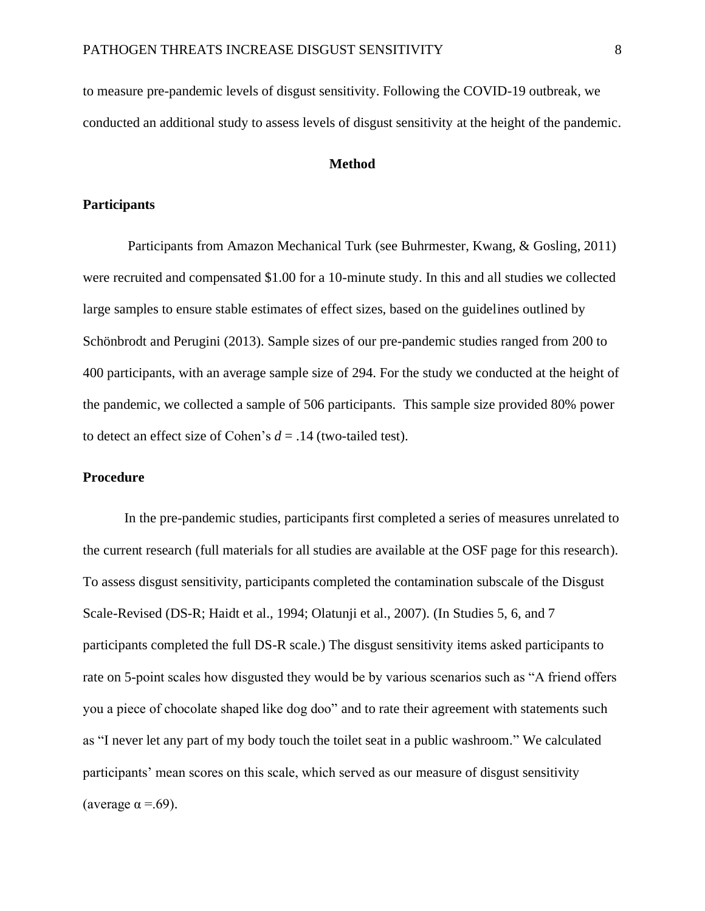to measure pre-pandemic levels of disgust sensitivity. Following the COVID-19 outbreak, we conducted an additional study to assess levels of disgust sensitivity at the height of the pandemic.

## Method

### Participants

Participants from Amazon Mechanical Turk (see Buhrmester, Kwang, & Gosling, 2011) were recruited and compensated $1.00 for a 10-minute study. In this and all studies we collected large samples to ensure stable estimates of effect sizes, based on the guidelines outlined by Schönbrodt and Perugini (2013). Sample sizes of our pre-pandemic studies ranged from 200 to 400 participants, with an average sample size of 294. For the study we conducted at the height of the pandemic, we collected a sample of 506 participants. This sample size provided 80% power to detect an effect size of Cohen's $d = .14$ (two-tailed test).

### Procedure

In the pre-pandemic studies, participants first completed a series of measures unrelated to the current research (full materials for all studies are available at the OSF page for this research). To assess disgust sensitivity, participants completed the contamination subscale of the Disgust Scale-Revised (DS-R; Haidt et al., 1994; Olatunji et al., 2007). (In Studies 5, 6, and 7 participants completed the full DS-R scale.) The disgust sensitivity items asked participants to rate on 5-point scales how disgusted they would be by various scenarios such as "A friend offers you a piece of chocolate shaped like dog doo" and to rate their agreement with statements such as "I never let any part of my body touch the toilet seat in a public washroom." We calculated participants' mean scores on this scale, which served as our measure of disgust sensitivity (average $\alpha = .69$).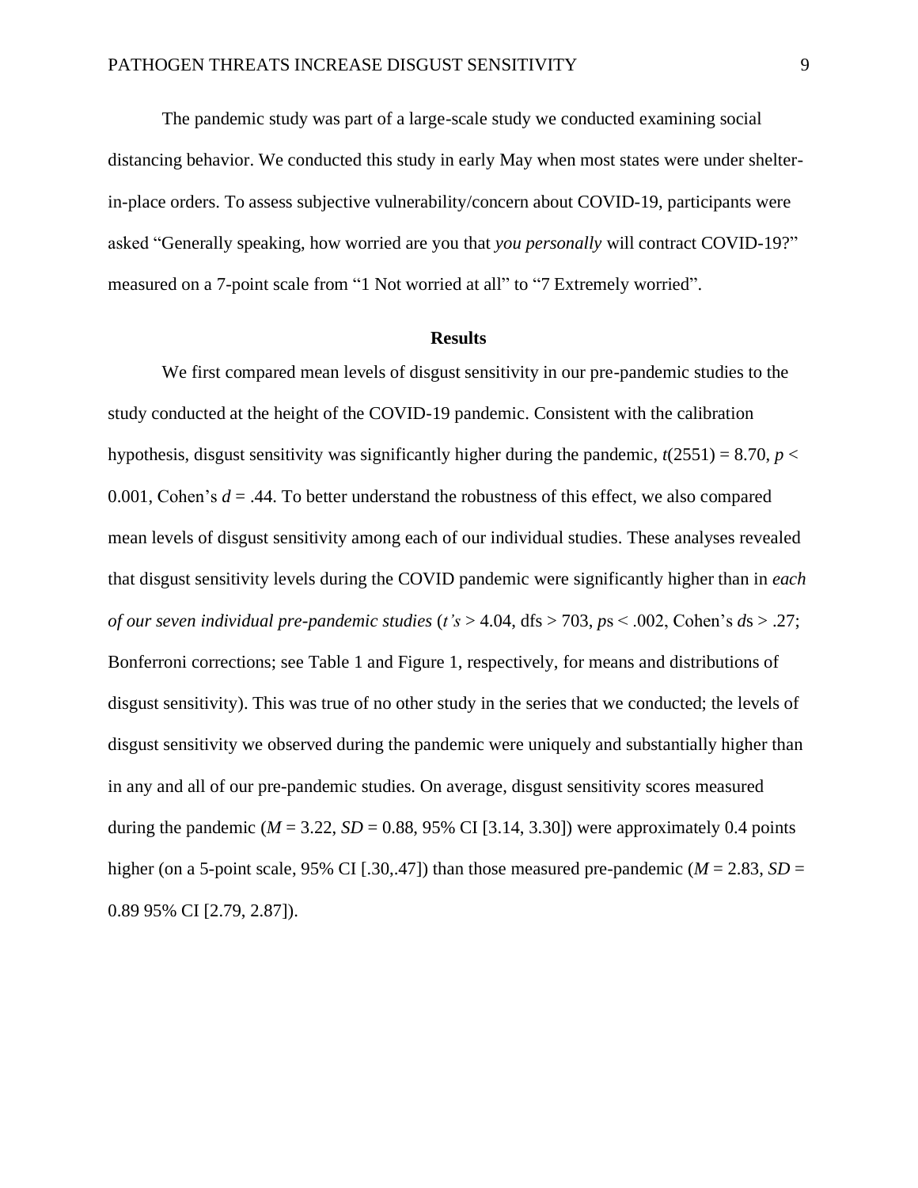The pandemic study was part of a large-scale study we conducted examining social distancing behavior. We conducted this study in early May when most states were under shelter-in-place orders. To assess subjective vulnerability/concern about COVID-19, participants were asked "Generally speaking, how worried are you that *you personally* will contract COVID-19?" measured on a 7-point scale from "1 Not worried at all" to "7 Extremely worried".

## Results

We first compared mean levels of disgust sensitivity in our pre-pandemic studies to the study conducted at the height of the COVID-19 pandemic. Consistent with the calibration hypothesis, disgust sensitivity was significantly higher during the pandemic, $t(2551) = 8.70$, $p < 0.001$, Cohen's $d = .44$. To better understand the robustness of this effect, we also compared mean levels of disgust sensitivity among each of our individual studies. These analyses revealed that disgust sensitivity levels during the COVID pandemic were significantly higher than in *each of our seven individual pre-pandemic studies* (*t's* > 4.04, dfs > 703, *p*s < .002, Cohen's *d*s > .27; Bonferroni corrections; see Table 1 and Figure 1, respectively, for means and distributions of disgust sensitivity). This was true of no other study in the series that we conducted; the levels of disgust sensitivity we observed during the pandemic were uniquely and substantially higher than in any and all of our pre-pandemic studies. On average, disgust sensitivity scores measured during the pandemic ($M = 3.22$, $SD = 0.88$, 95% CI [3.14, 3.30]) were approximately 0.4 points higher (on a 5-point scale, 95% CI [.30,.47]) than those measured pre-pandemic ($M = 2.83$, $SD = 0.89$ 95% CI [2.79, 2.87]).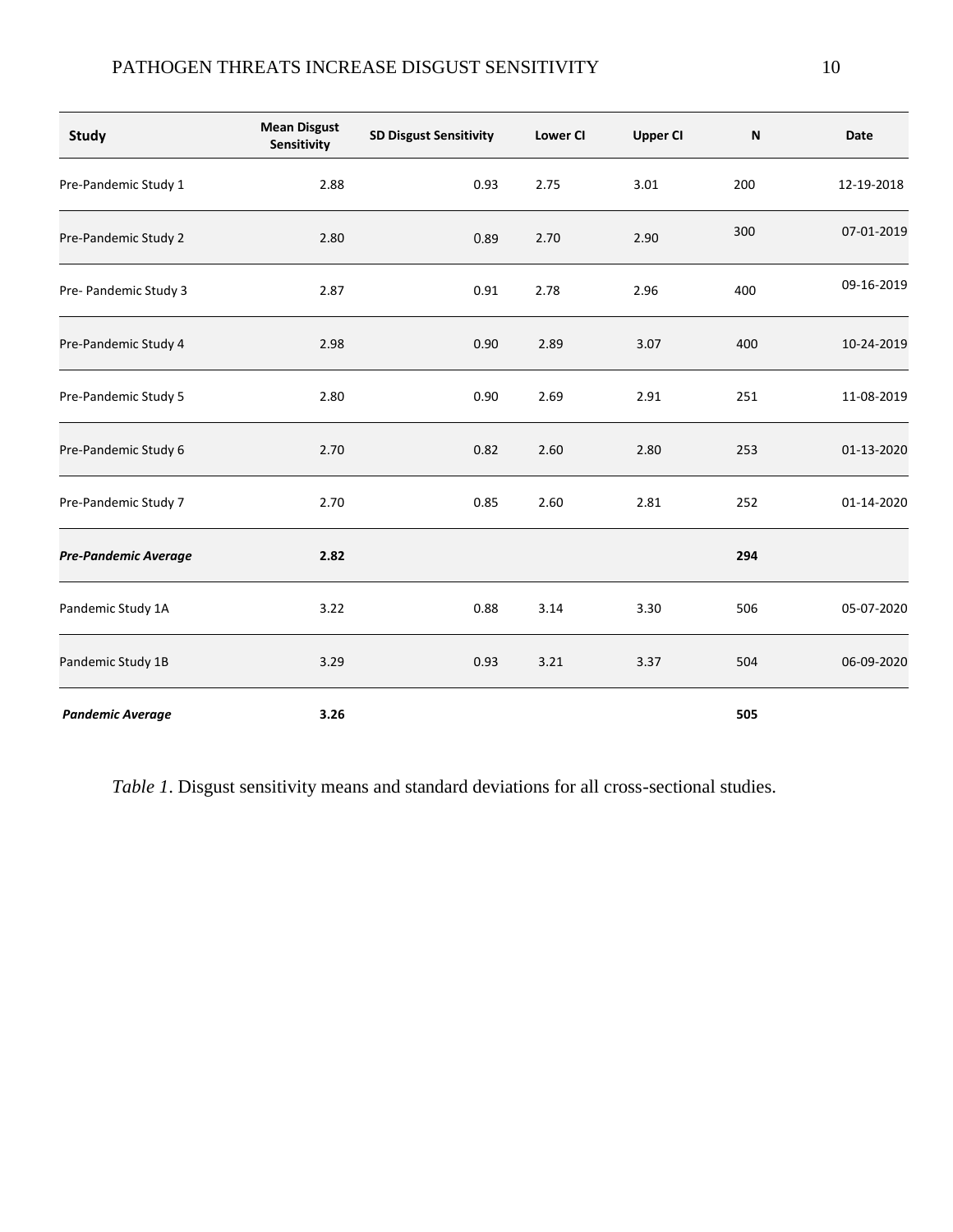| Study | Mean Disgust Sensitivity | SD Disgust Sensitivity | Lower CI | Upper CI | N | Date |
|---|---|---|---|---|---|---|
| Pre-Pandemic Study 1 | 2.88 | 0.93 | 2.75 | 3.01 | 200 | 12-19-2018 |
| Pre-Pandemic Study 2 | 2.80 | 0.89 | 2.70 | 2.90 | 300 | 07-01-2019 |
| Pre- Pandemic Study 3 | 2.87 | 0.91 | 2.78 | 2.96 | 400 | 09-16-2019 |
| Pre-Pandemic Study 4 | 2.98 | 0.90 | 2.89 | 3.07 | 400 | 10-24-2019 |
| Pre-Pandemic Study 5 | 2.80 | 0.90 | 2.69 | 2.91 | 251 | 11-08-2019 |
| Pre-Pandemic Study 6 | 2.70 | 0.82 | 2.60 | 2.80 | 253 | 01-13-2020 |
| Pre-Pandemic Study 7 | 2.70 | 0.85 | 2.60 | 2.81 | 252 | 01-14-2020 |
| ***Pre-Pandemic Average*** | **2.82** | | | | **294** | |
| Pandemic Study 1A | 3.22 | 0.88 | 3.14 | 3.30 | 506 | 05-07-2020 |
| Pandemic Study 1B | 3.29 | 0.93 | 3.21 | 3.37 | 504 | 06-09-2020 |
| ***Pandemic Average*** | **3.26** | | | | **505** | |

*Table 1*. Disgust sensitivity means and standard deviations for all cross-sectional studies.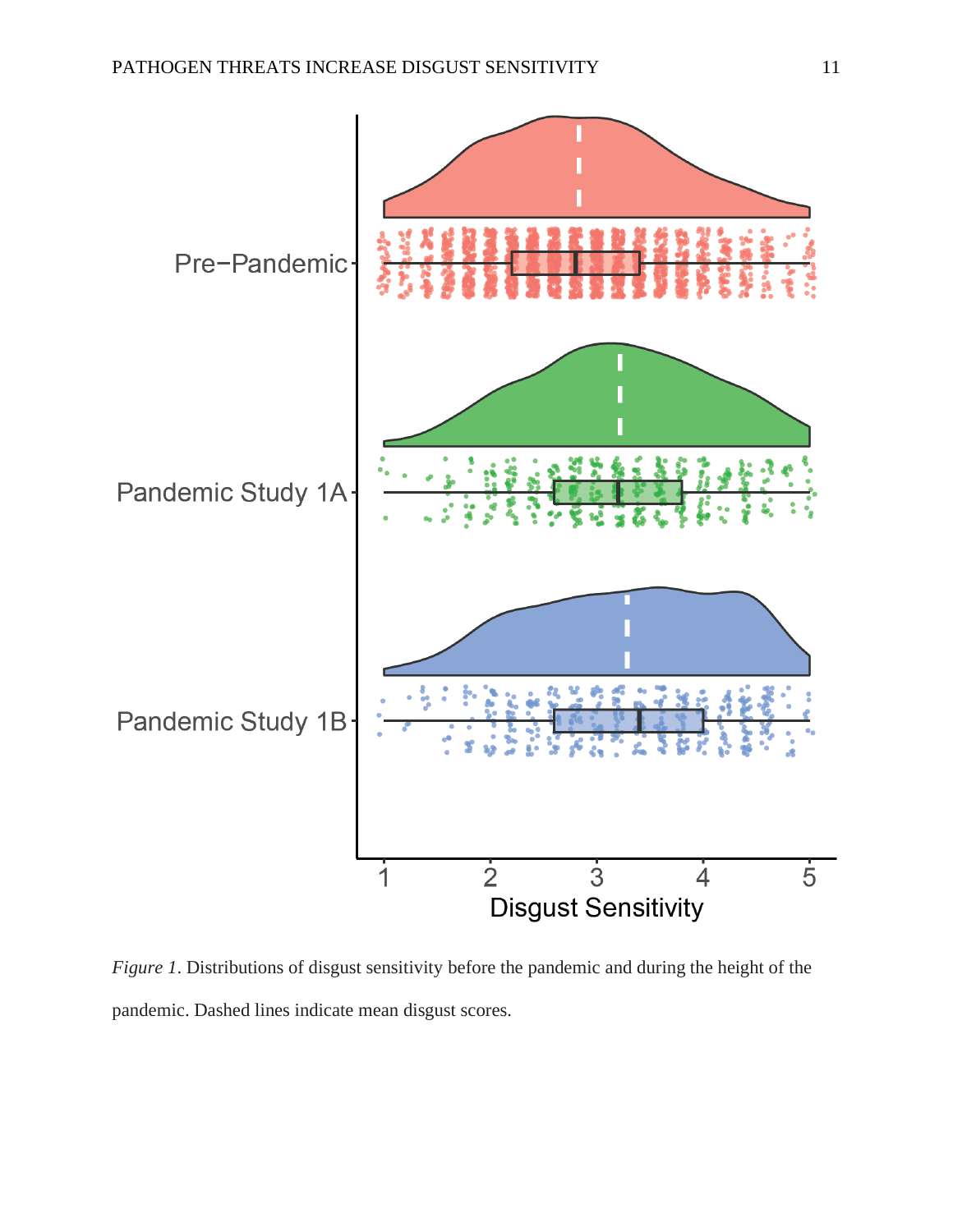*Figure 1*. Distributions of disgust sensitivity before the pandemic and during the height of the pandemic. Dashed lines indicate mean disgust scores.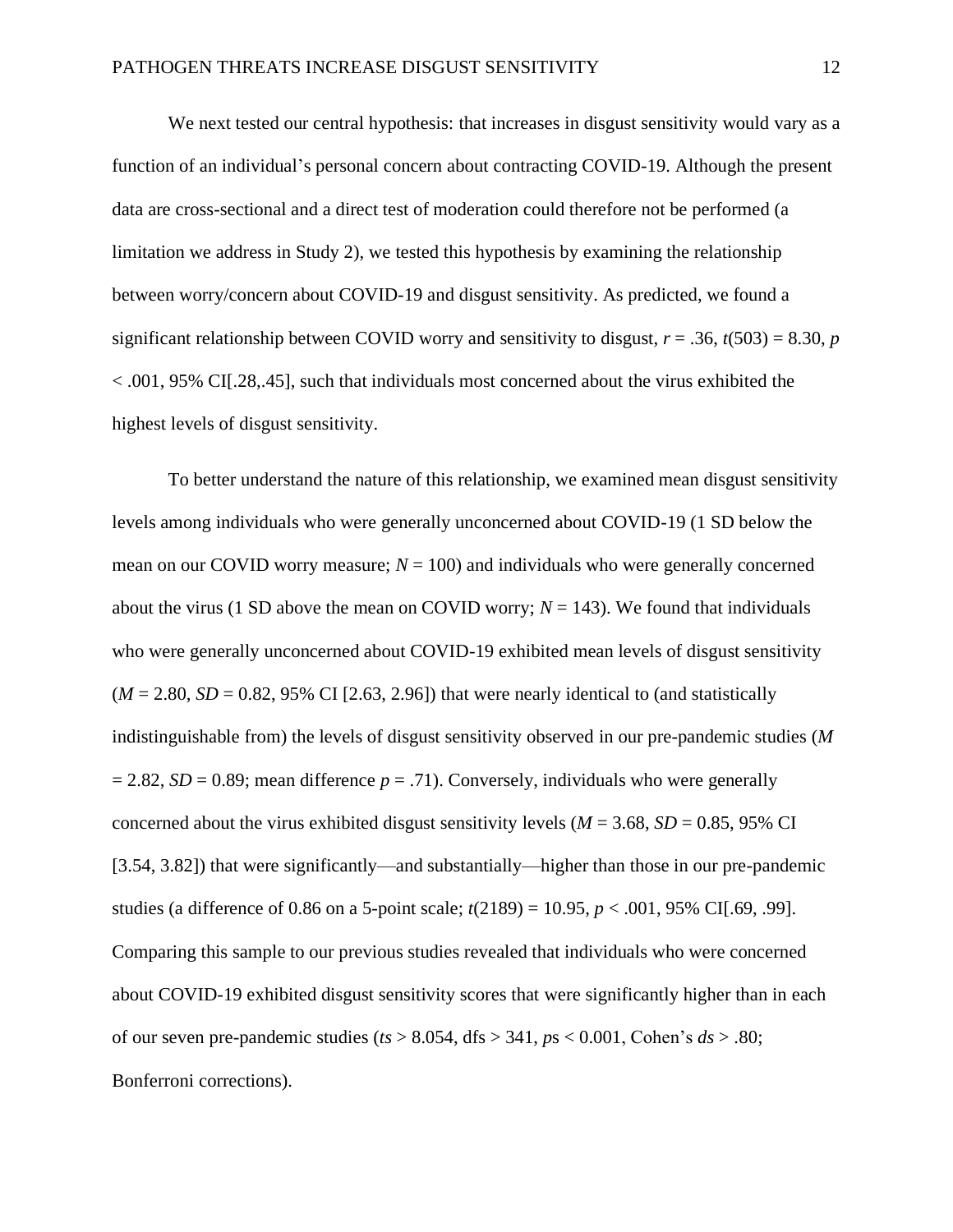We next tested our central hypothesis: that increases in disgust sensitivity would vary as a function of an individual's personal concern about contracting COVID-19. Although the present data are cross-sectional and a direct test of moderation could therefore not be performed (a limitation we address in Study 2), we tested this hypothesis by examining the relationship between worry/concern about COVID-19 and disgust sensitivity. As predicted, we found a significant relationship between COVID worry and sensitivity to disgust, $r = .36$, $t(503) = 8.30$, $p < .001$, 95% CI[.28,.45], such that individuals most concerned about the virus exhibited the highest levels of disgust sensitivity.

To better understand the nature of this relationship, we examined mean disgust sensitivity levels among individuals who were generally unconcerned about COVID-19 (1 SD below the mean on our COVID worry measure; $N = 100$) and individuals who were generally concerned about the virus (1 SD above the mean on COVID worry; $N = 143$). We found that individuals who were generally unconcerned about COVID-19 exhibited mean levels of disgust sensitivity ($M = 2.80$, $SD = 0.82$, 95% CI [2.63, 2.96]) that were nearly identical to (and statistically indistinguishable from) the levels of disgust sensitivity observed in our pre-pandemic studies ($M = 2.82$, $SD = 0.89$; mean difference $p = .71$). Conversely, individuals who were generally concerned about the virus exhibited disgust sensitivity levels ($M = 3.68$, $SD = 0.85$, 95% CI [3.54, 3.82]) that were significantly—and substantially—higher than those in our pre-pandemic studies (a difference of 0.86 on a 5-point scale; $t(2189) = 10.95$, $p < .001$, 95% CI[.69, .99]. Comparing this sample to our previous studies revealed that individuals who were concerned about COVID-19 exhibited disgust sensitivity scores that were significantly higher than in each of our seven pre-pandemic studies ($ts > 8.054$, dfs > 341, $p$s < 0.001, Cohen's $ds > .80$; Bonferroni corrections).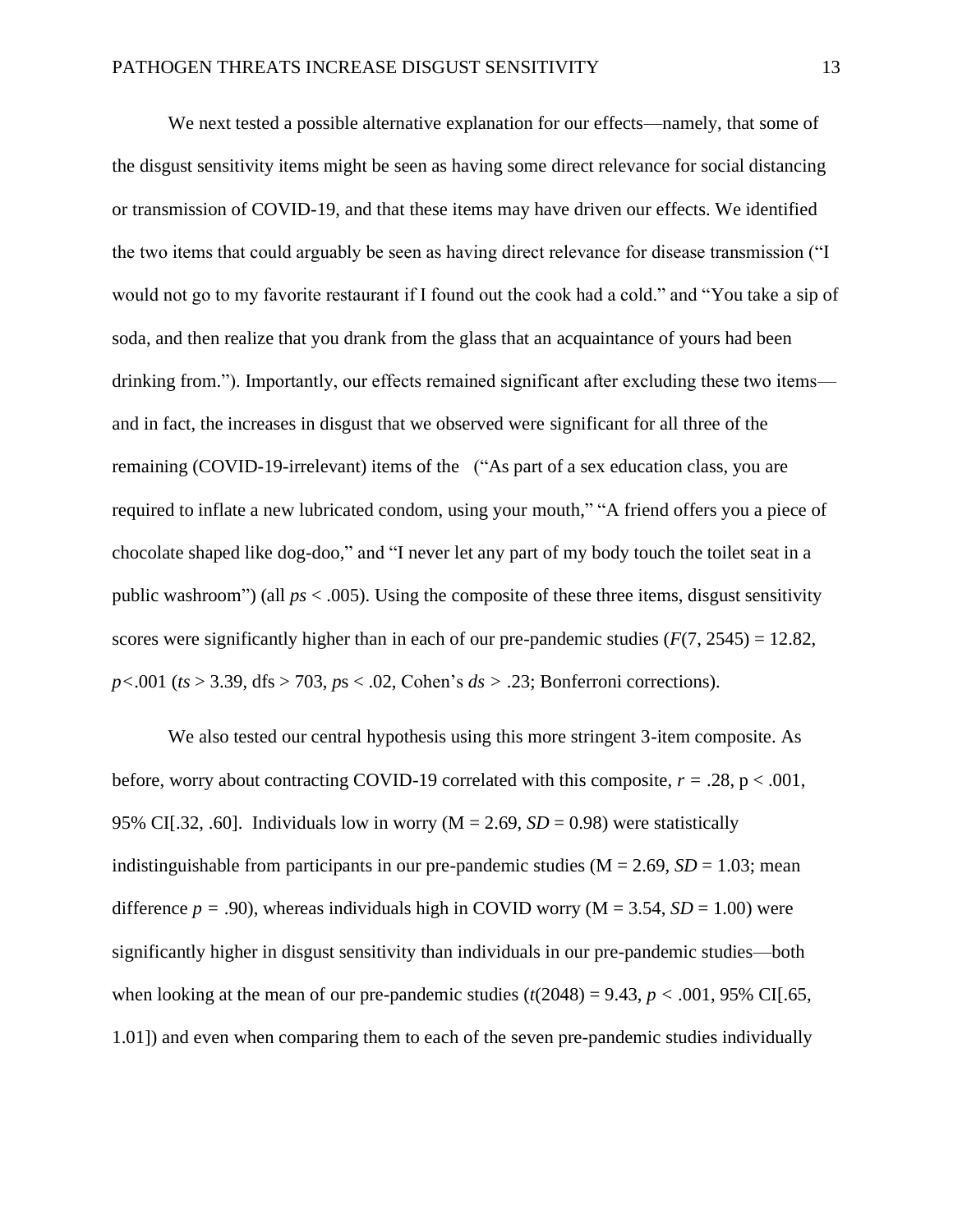We next tested a possible alternative explanation for our effects—namely, that some of the disgust sensitivity items might be seen as having some direct relevance for social distancing or transmission of COVID-19, and that these items may have driven our effects. We identified the two items that could arguably be seen as having direct relevance for disease transmission ("I would not go to my favorite restaurant if I found out the cook had a cold." and "You take a sip of soda, and then realize that you drank from the glass that an acquaintance of yours had been drinking from."). Importantly, our effects remained significant after excluding these two items—and in fact, the increases in disgust that we observed were significant for all three of the remaining (COVID-19-irrelevant) items of the ("As part of a sex education class, you are required to inflate a new lubricated condom, using your mouth," "A friend offers you a piece of chocolate shaped like dog-doo," and "I never let any part of my body touch the toilet seat in a public washroom") (all *ps* < .005). Using the composite of these three items, disgust sensitivity scores were significantly higher than in each of our pre-pandemic studies ($F(7, 2545) = 12.82$, $p<.001$ ($ts > 3.39$, dfs > 703, $ps < .02$, Cohen's $ds > .23$; Bonferroni corrections).

We also tested our central hypothesis using this more stringent 3-item composite. As before, worry about contracting COVID-19 correlated with this composite, $r = .28$, $p < .001$, 95% CI[.32, .60]. Individuals low in worry ($M = 2.69$, $SD = 0.98$) were statistically indistinguishable from participants in our pre-pandemic studies ($M = 2.69$, $SD = 1.03$; mean difference $p = .90$), whereas individuals high in COVID worry ($M = 3.54$, $SD = 1.00$) were significantly higher in disgust sensitivity than individuals in our pre-pandemic studies—both when looking at the mean of our pre-pandemic studies ($t(2048) = 9.43$, $p < .001$, 95% CI[.65, 1.01]) and even when comparing them to each of the seven pre-pandemic studies individually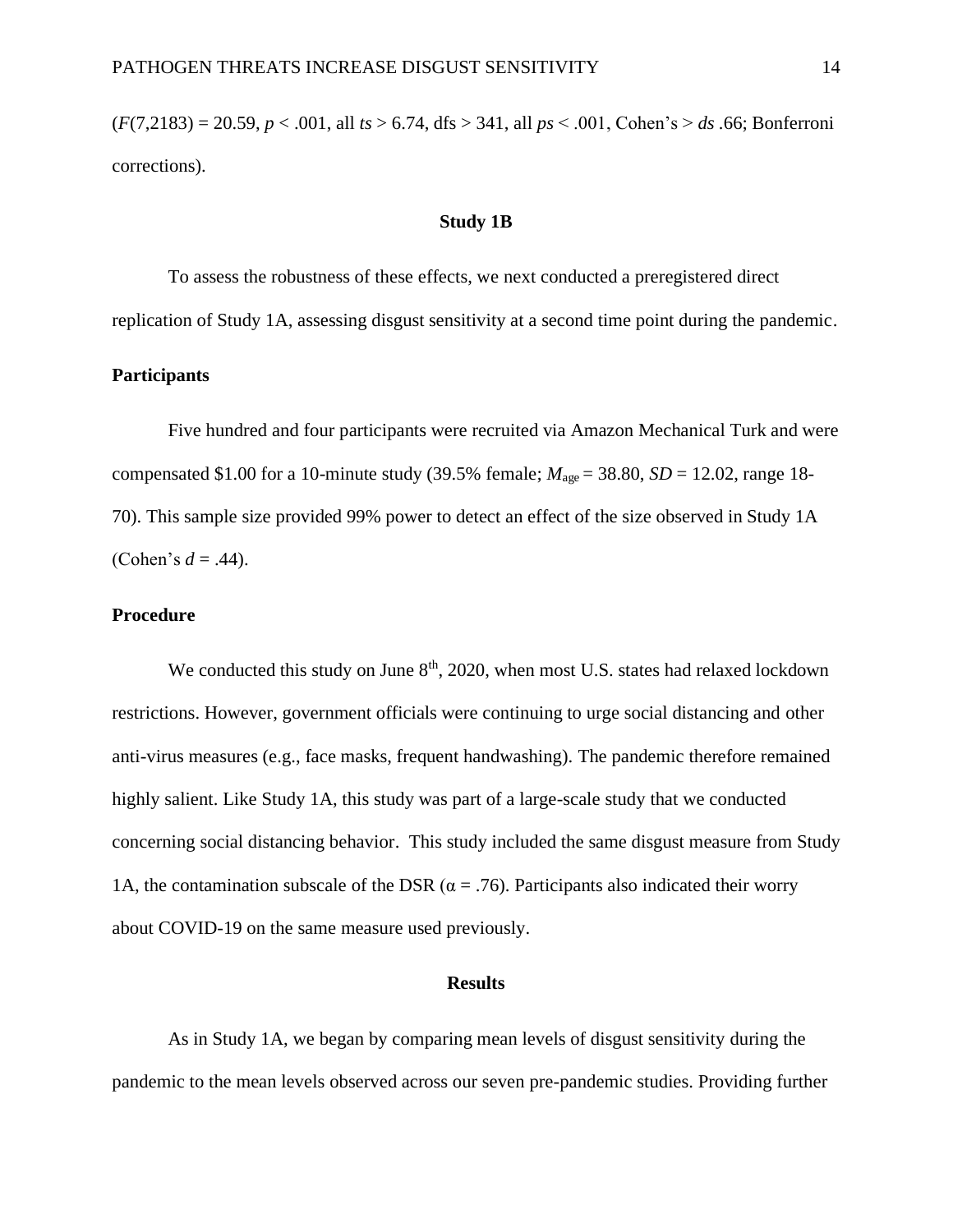($F$(7,2183) = 20.59, $p$ < .001, all $ts$ > 6.74, dfs > 341, all $ps$ < .001, Cohen's > $ds$ .66; Bonferroni corrections).

## Study 1B

To assess the robustness of these effects, we next conducted a preregistered direct replication of Study 1A, assessing disgust sensitivity at a second time point during the pandemic.

### Participants

Five hundred and four participants were recruited via Amazon Mechanical Turk and were compensated \$1.00 for a 10-minute study (39.5% female; $M_{age}$ = 38.80, $SD$ = 12.02, range 18-70). This sample size provided 99% power to detect an effect of the size observed in Study 1A (Cohen's $d$ = .44).

### Procedure

We conducted this study on June 8th, 2020, when most U.S. states had relaxed lockdown restrictions. However, government officials were continuing to urge social distancing and other anti-virus measures (e.g., face masks, frequent handwashing). The pandemic therefore remained highly salient. Like Study 1A, this study was part of a large-scale study that we conducted concerning social distancing behavior. This study included the same disgust measure from Study 1A, the contamination subscale of the DSR ($\alpha$ = .76). Participants also indicated their worry about COVID-19 on the same measure used previously.

## Results

As in Study 1A, we began by comparing mean levels of disgust sensitivity during the pandemic to the mean levels observed across our seven pre-pandemic studies. Providing further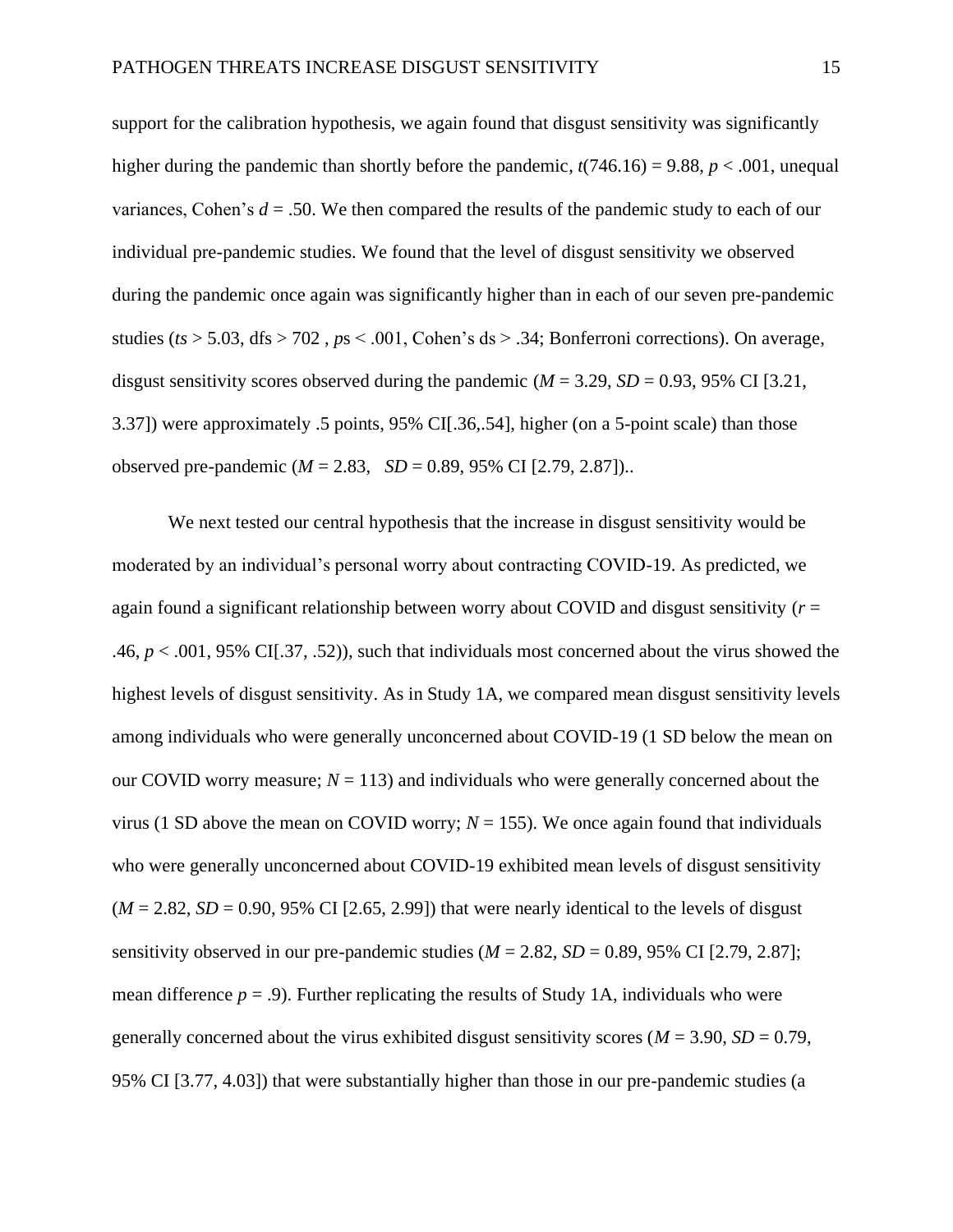support for the calibration hypothesis, we again found that disgust sensitivity was significantly higher during the pandemic than shortly before the pandemic, $t(746.16) = 9.88$, $p < .001$, unequal variances, Cohen's $d = .50$. We then compared the results of the pandemic study to each of our individual pre-pandemic studies. We found that the level of disgust sensitivity we observed during the pandemic once again was significantly higher than in each of our seven pre-pandemic studies ($ts > 5.03$, dfs > 702 , $p$s < .001, Cohen's ds > .34; Bonferroni corrections). On average, disgust sensitivity scores observed during the pandemic ($M = 3.29$, $SD = 0.93$, 95% CI [3.21, 3.37]) were approximately .5 points, 95% CI[.36,.54], higher (on a 5-point scale) than those observed pre-pandemic ($M = 2.83$, $SD = 0.89$, 95% CI [2.79, 2.87])..

We next tested our central hypothesis that the increase in disgust sensitivity would be moderated by an individual's personal worry about contracting COVID-19. As predicted, we again found a significant relationship between worry about COVID and disgust sensitivity ($r = .46$, $p < .001$, 95% CI[.37, .52]), such that individuals most concerned about the virus showed the highest levels of disgust sensitivity. As in Study 1A, we compared mean disgust sensitivity levels among individuals who were generally unconcerned about COVID-19 (1 SD below the mean on our COVID worry measure; $N = 113$) and individuals who were generally concerned about the virus (1 SD above the mean on COVID worry; $N = 155$). We once again found that individuals who were generally unconcerned about COVID-19 exhibited mean levels of disgust sensitivity ($M = 2.82$, $SD = 0.90$, 95% CI [2.65, 2.99]) that were nearly identical to the levels of disgust sensitivity observed in our pre-pandemic studies ($M = 2.82$, $SD = 0.89$, 95% CI [2.79, 2.87]; mean difference $p = .9$). Further replicating the results of Study 1A, individuals who were generally concerned about the virus exhibited disgust sensitivity scores ($M = 3.90$, $SD = 0.79$, 95% CI [3.77, 4.03]) that were substantially higher than those in our pre-pandemic studies (a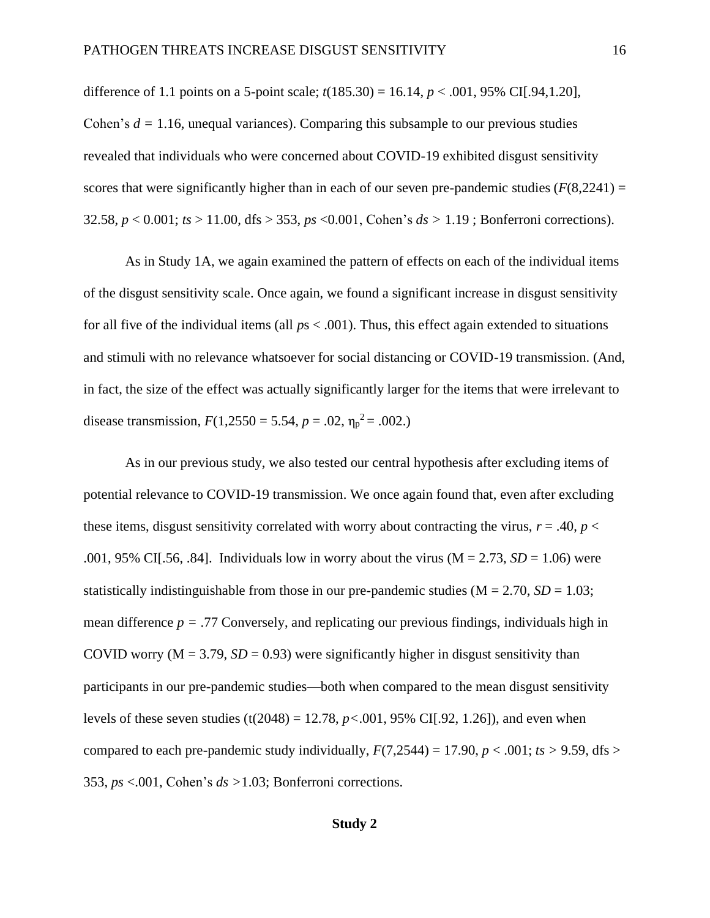difference of 1.1 points on a 5-point scale; $t(185.30) = 16.14$, $p < .001$, 95% CI[.94,1.20], Cohen's $d = 1.16$, unequal variances). Comparing this subsample to our previous studies revealed that individuals who were concerned about COVID-19 exhibited disgust sensitivity scores that were significantly higher than in each of our seven pre-pandemic studies ($F(8,2241) = 32.58$, $p < 0.001$; $ts > 11.00$, dfs > 353, $ps$ <0.001, Cohen's $ds > 1.19$ ; Bonferroni corrections).

As in Study 1A, we again examined the pattern of effects on each of the individual items of the disgust sensitivity scale. Once again, we found a significant increase in disgust sensitivity for all five of the individual items (all $p$s < .001). Thus, this effect again extended to situations and stimuli with no relevance whatsoever for social distancing or COVID-19 transmission. (And, in fact, the size of the effect was actually significantly larger for the items that were irrelevant to disease transmission, $F(1,2550 = 5.54$, $p = .02$, $\eta_p^2 = .002$.)

As in our previous study, we also tested our central hypothesis after excluding items of potential relevance to COVID-19 transmission. We once again found that, even after excluding these items, disgust sensitivity correlated with worry about contracting the virus, $r = .40$, $p < .001$, 95% CI[.56, .84]. Individuals low in worry about the virus (M = 2.73, $SD = 1.06$) were statistically indistinguishable from those in our pre-pandemic studies (M = 2.70, $SD = 1.03$; mean difference $p = .77$ Conversely, and replicating our previous findings, individuals high in COVID worry (M = 3.79, $SD = 0.93$) were significantly higher in disgust sensitivity than participants in our pre-pandemic studies—both when compared to the mean disgust sensitivity levels of these seven studies ($t(2048) = 12.78$, $p<.001$, 95% CI[.92, 1.26]), and even when compared to each pre-pandemic study individually, $F(7,2544) = 17.90$, $p < .001$; $ts > 9.59$, dfs > 353, $ps$ <.001, Cohen's $ds$ >1.03; Bonferroni corrections.

## Study 2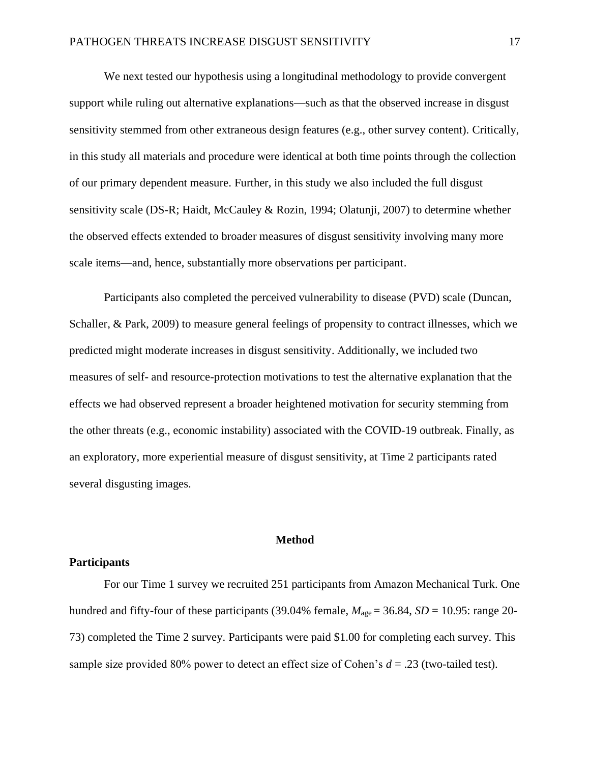We next tested our hypothesis using a longitudinal methodology to provide convergent support while ruling out alternative explanations—such as that the observed increase in disgust sensitivity stemmed from other extraneous design features (e.g., other survey content). Critically, in this study all materials and procedure were identical at both time points through the collection of our primary dependent measure. Further, in this study we also included the full disgust sensitivity scale (DS-R; Haidt, McCauley & Rozin, 1994; Olatunji, 2007) to determine whether the observed effects extended to broader measures of disgust sensitivity involving many more scale items—and, hence, substantially more observations per participant.

Participants also completed the perceived vulnerability to disease (PVD) scale (Duncan, Schaller, & Park, 2009) to measure general feelings of propensity to contract illnesses, which we predicted might moderate increases in disgust sensitivity. Additionally, we included two measures of self- and resource-protection motivations to test the alternative explanation that the effects we had observed represent a broader heightened motivation for security stemming from the other threats (e.g., economic instability) associated with the COVID-19 outbreak. Finally, as an exploratory, more experiential measure of disgust sensitivity, at Time 2 participants rated several disgusting images.

## Method

### Participants

For our Time 1 survey we recruited 251 participants from Amazon Mechanical Turk. One hundred and fifty-four of these participants (39.04% female, $M_{\text{age}} = 36.84$, $SD = 10.95$: range 20-73) completed the Time 2 survey. Participants were paid \$1.00 for completing each survey. This sample size provided 80% power to detect an effect size of Cohen's $d = .23$ (two-tailed test).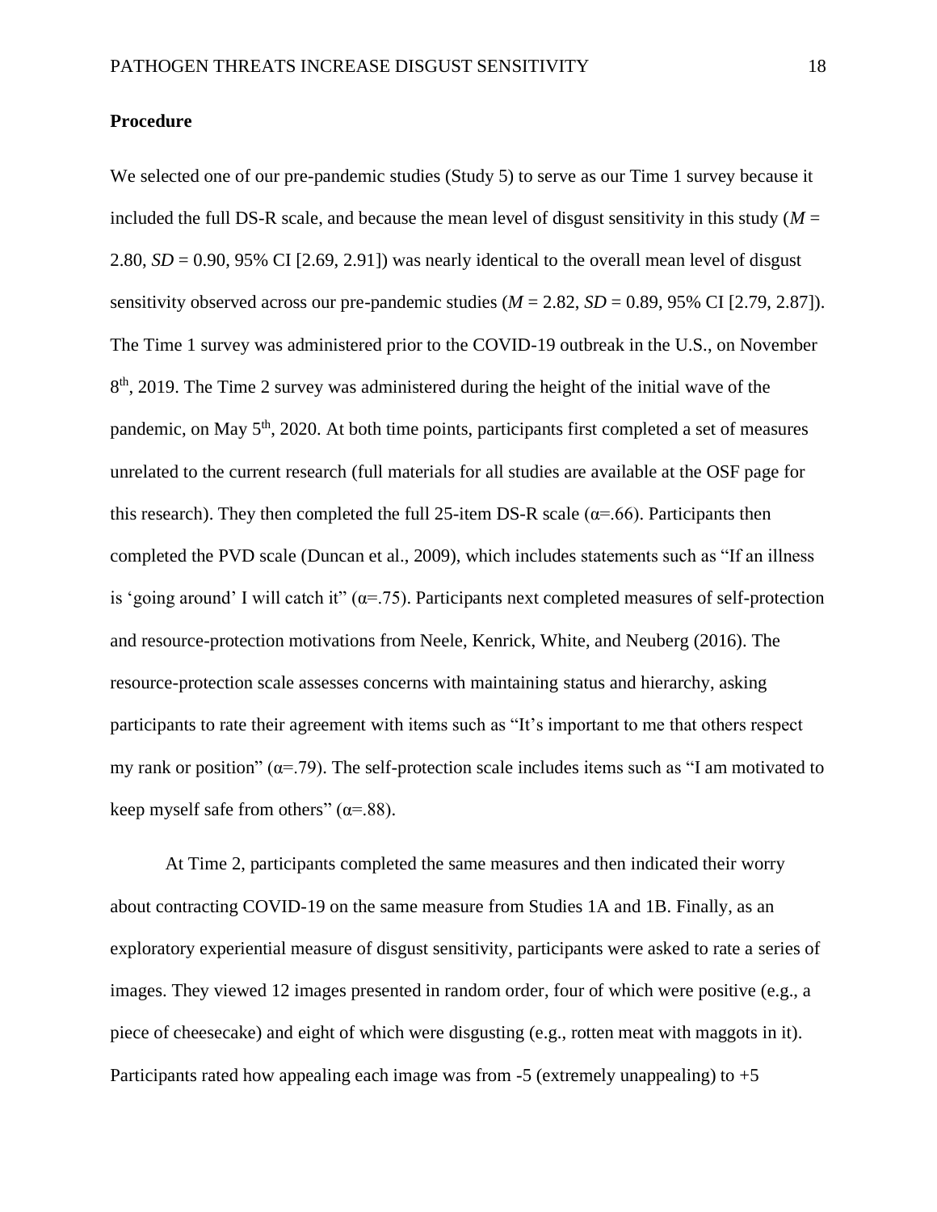**Procedure**

We selected one of our pre-pandemic studies (Study 5) to serve as our Time 1 survey because it included the full DS-R scale, and because the mean level of disgust sensitivity in this study ($M$ = 2.80, $SD$ = 0.90, 95% CI [2.69, 2.91]) was nearly identical to the overall mean level of disgust sensitivity observed across our pre-pandemic studies ($M$ = 2.82, $SD$ = 0.89, 95% CI [2.79, 2.87]). The Time 1 survey was administered prior to the COVID-19 outbreak in the U.S., on November 8th, 2019. The Time 2 survey was administered during the height of the initial wave of the pandemic, on May 5th, 2020. At both time points, participants first completed a set of measures unrelated to the current research (full materials for all studies are available at the OSF page for this research). They then completed the full 25-item DS-R scale ($\alpha$=.66). Participants then completed the PVD scale (Duncan et al., 2009), which includes statements such as "If an illness is 'going around' I will catch it" ($\alpha$=.75). Participants next completed measures of self-protection and resource-protection motivations from Neele, Kenrick, White, and Neuberg (2016). The resource-protection scale assesses concerns with maintaining status and hierarchy, asking participants to rate their agreement with items such as "It's important to me that others respect my rank or position" ($\alpha$=.79). The self-protection scale includes items such as "I am motivated to keep myself safe from others" ($\alpha$=.88).

At Time 2, participants completed the same measures and then indicated their worry about contracting COVID-19 on the same measure from Studies 1A and 1B. Finally, as an exploratory experiential measure of disgust sensitivity, participants were asked to rate a series of images. They viewed 12 images presented in random order, four of which were positive (e.g., a piece of cheesecake) and eight of which were disgusting (e.g., rotten meat with maggots in it). Participants rated how appealing each image was from -5 (extremely unappealing) to +5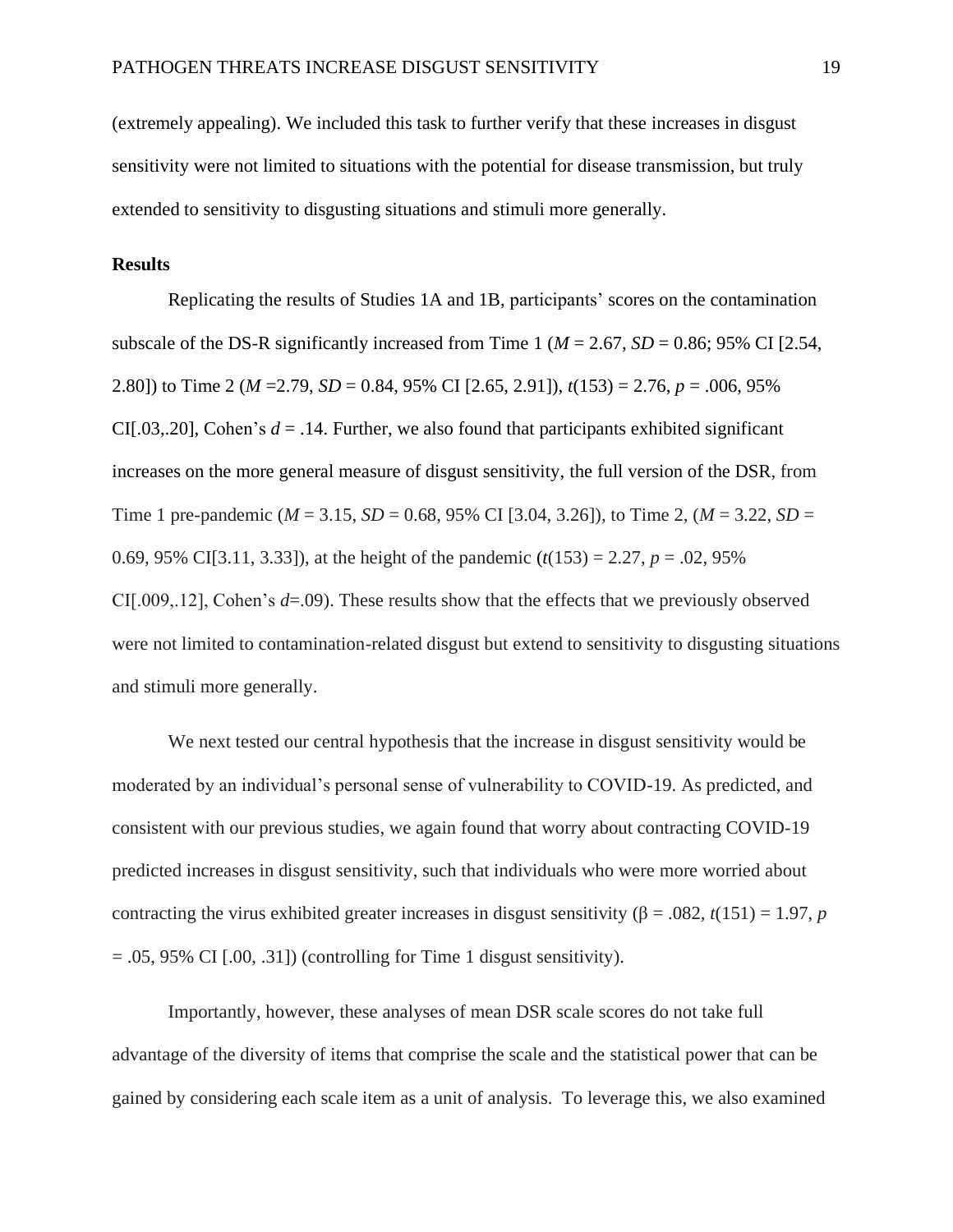(extremely appealing). We included this task to further verify that these increases in disgust sensitivity were not limited to situations with the potential for disease transmission, but truly extended to sensitivity to disgusting situations and stimuli more generally.

### Results

Replicating the results of Studies 1A and 1B, participants' scores on the contamination subscale of the DS-R significantly increased from Time 1 ($M$ = 2.67, $SD$ = 0.86; 95% CI [2.54, 2.80]) to Time 2 ($M$ =2.79, $SD$ = 0.84, 95% CI [2.65, 2.91]), $t(153)$ = 2.76, $p$ = .006, 95% CI[.03,.20], Cohen's $d$ = .14. Further, we also found that participants exhibited significant increases on the more general measure of disgust sensitivity, the full version of the DSR, from Time 1 pre-pandemic ($M$ = 3.15, $SD$ = 0.68, 95% CI [3.04, 3.26]), to Time 2, ($M$ = 3.22, $SD$ = 0.69, 95% CI[3.11, 3.33]), at the height of the pandemic ($t(153)$ = 2.27, $p$ = .02, 95% CI[.009,.12], Cohen's $d$=.09). These results show that the effects that we previously observed were not limited to contamination-related disgust but extend to sensitivity to disgusting situations and stimuli more generally.

We next tested our central hypothesis that the increase in disgust sensitivity would be moderated by an individual's personal sense of vulnerability to COVID-19. As predicted, and consistent with our previous studies, we again found that worry about contracting COVID-19 predicted increases in disgust sensitivity, such that individuals who were more worried about contracting the virus exhibited greater increases in disgust sensitivity ($\beta$ = .082, $t(151)$ = 1.97, $p$ = .05, 95% CI [.00, .31]) (controlling for Time 1 disgust sensitivity).

Importantly, however, these analyses of mean DSR scale scores do not take full advantage of the diversity of items that comprise the scale and the statistical power that can be gained by considering each scale item as a unit of analysis. To leverage this, we also examined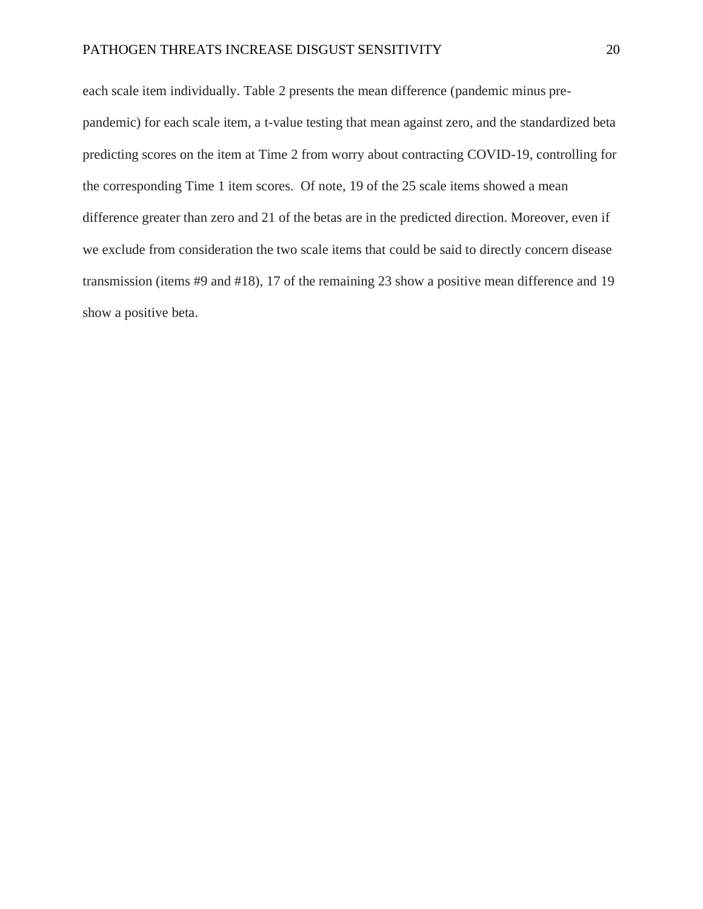each scale item individually. Table 2 presents the mean difference (pandemic minus pre-pandemic) for each scale item, a t-value testing that mean against zero, and the standardized beta predicting scores on the item at Time 2 from worry about contracting COVID-19, controlling for the corresponding Time 1 item scores. Of note, 19 of the 25 scale items showed a mean difference greater than zero and 21 of the betas are in the predicted direction. Moreover, even if we exclude from consideration the two scale items that could be said to directly concern disease transmission (items #9 and #18), 17 of the remaining 23 show a positive mean difference and 19 show a positive beta.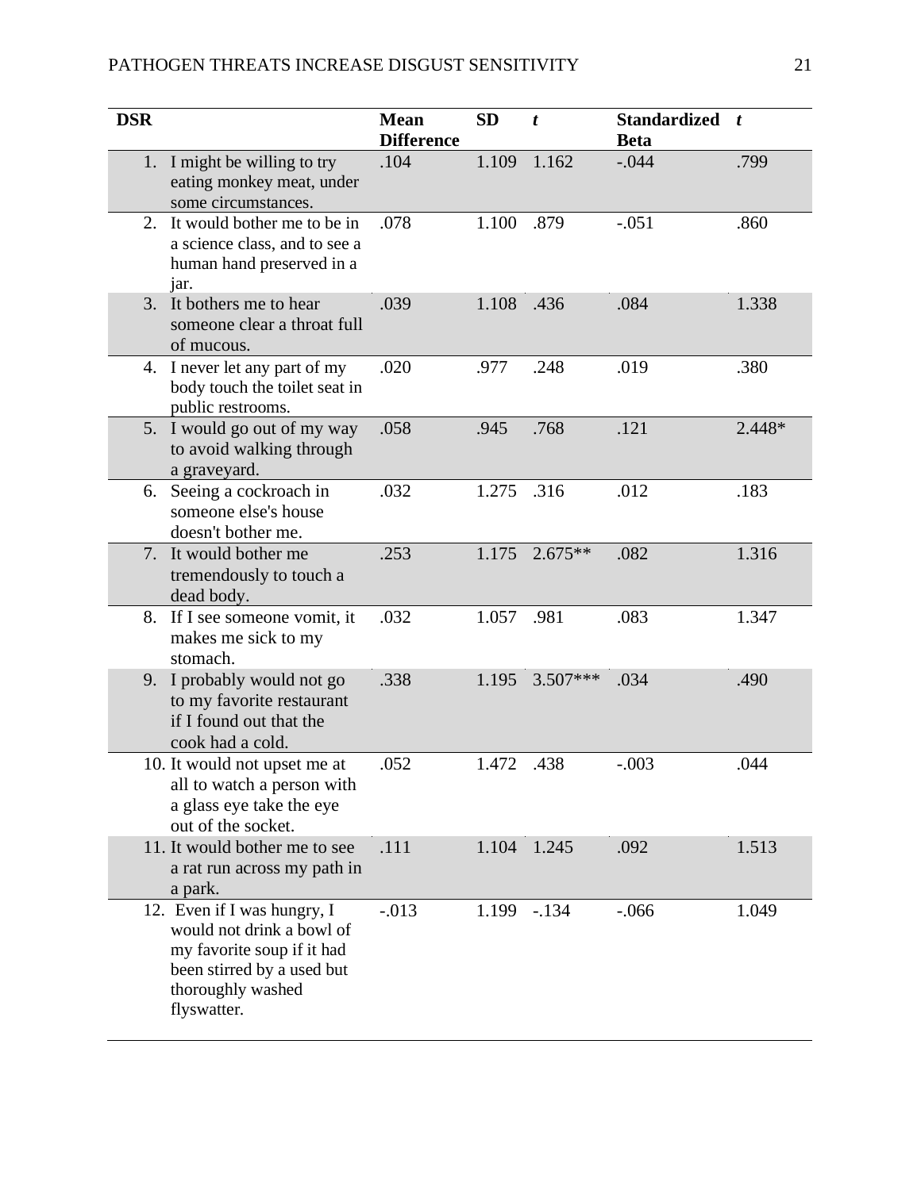| DSR | Mean Difference | SD | *t* | Standardized Beta | *t* |
|---|---|---|---|---|---|
| 1. I might be willing to try eating monkey meat, under some circumstances. | .104 | 1.109 | 1.162 | -.044 | .799 |
| 2. It would bother me to be in a science class, and to see a human hand preserved in a jar. | .078 | 1.100 | .879 | -.051 | .860 |
| 3. It bothers me to hear someone clear a throat full of mucous. | .039 | 1.108 | .436 | .084 | 1.338 |
| 4. I never let any part of my body touch the toilet seat in public restrooms. | .020 | .977 | .248 | .019 | .380 |
| 5. I would go out of my way to avoid walking through a graveyard. | .058 | .945 | .768 | .121 | 2.448* |
| 6. Seeing a cockroach in someone else's house doesn't bother me. | .032 | 1.275 | .316 | .012 | .183 |
| 7. It would bother me tremendously to touch a dead body. | .253 | 1.175 | 2.675** | .082 | 1.316 |
| 8. If I see someone vomit, it makes me sick to my stomach. | .032 | 1.057 | .981 | .083 | 1.347 |
| 9. I probably would not go to my favorite restaurant if I found out that the cook had a cold. | .338 | 1.195 | 3.507*** | .034 | .490 |
| 10. It would not upset me at all to watch a person with a glass eye take the eye out of the socket. | .052 | 1.472 | .438 | -.003 | .044 |
| 11. It would bother me to see a rat run across my path in a park. | .111 | 1.104 | 1.245 | .092 | 1.513 |
| 12. Even if I was hungry, I would not drink a bowl of my favorite soup if it had been stirred by a used but thoroughly washed flyswatter. | -.013 | 1.199 | -.134 | -.066 | 1.049 |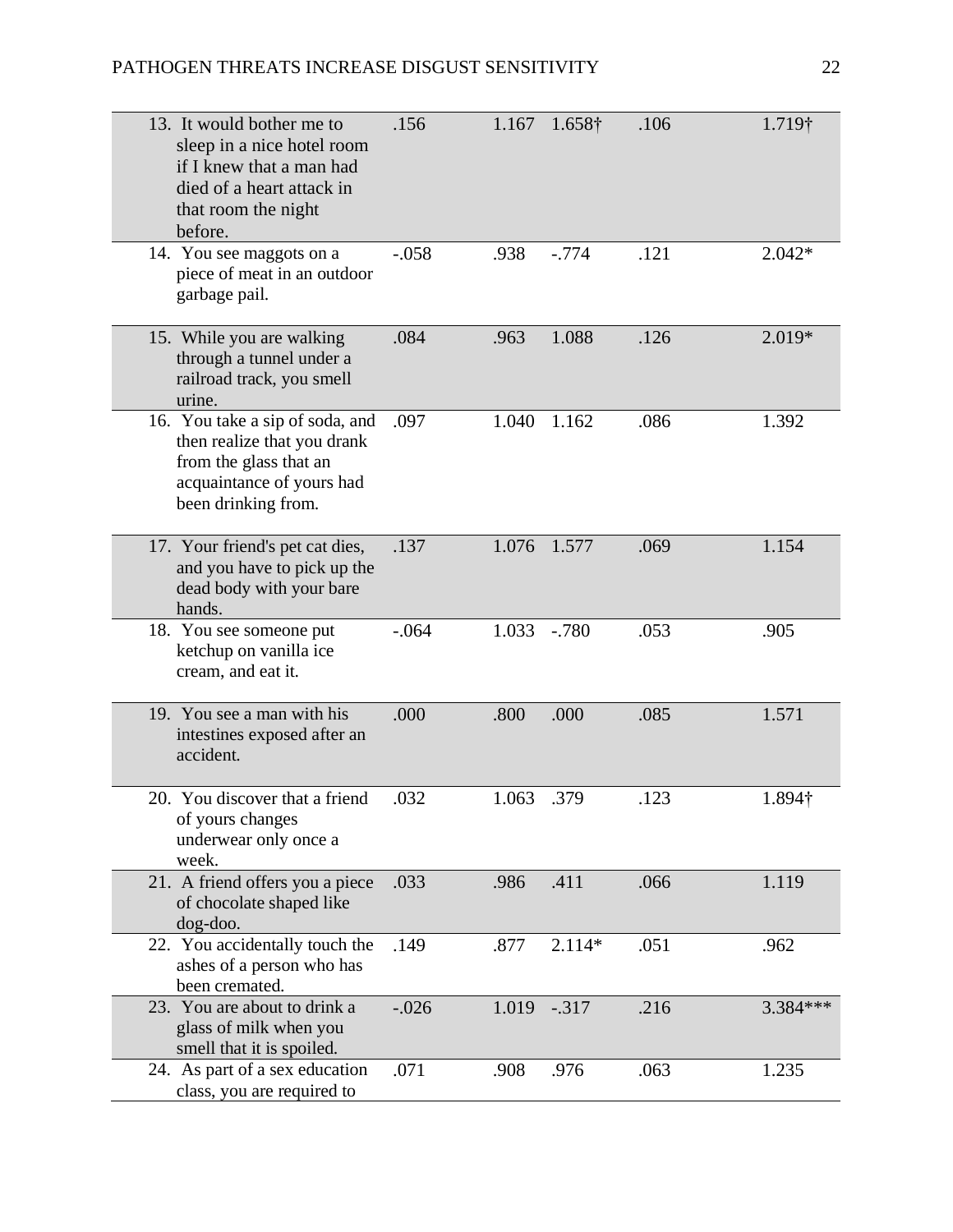| | | | | | |
|---|---|---|---|---|---|
| 13. It would bother me to sleep in a nice hotel room if I knew that a man had died of a heart attack in that room the night before. | .156 | 1.167 | 1.658† | .106 | 1.719† |
| 14. You see maggots on a piece of meat in an outdoor garbage pail. | -.058 | .938 | -.774 | .121 | 2.042* |
| 15. While you are walking through a tunnel under a railroad track, you smell urine. | .084 | .963 | 1.088 | .126 | 2.019* |
| 16. You take a sip of soda, and then realize that you drank from the glass that an acquaintance of yours had been drinking from. | .097 | 1.040 | 1.162 | .086 | 1.392 |
| 17. Your friend's pet cat dies, and you have to pick up the dead body with your bare hands. | .137 | 1.076 | 1.577 | .069 | 1.154 |
| 18. You see someone put ketchup on vanilla ice cream, and eat it. | -.064 | 1.033 | -.780 | .053 | .905 |
| 19. You see a man with his intestines exposed after an accident. | .000 | .800 | .000 | .085 | 1.571 |
| 20. You discover that a friend of yours changes underwear only once a week. | .032 | 1.063 | .379 | .123 | 1.894† |
| 21. A friend offers you a piece of chocolate shaped like dog-doo. | .033 | .986 | .411 | .066 | 1.119 |
| 22. You accidentally touch the ashes of a person who has been cremated. | .149 | .877 | 2.114* | .051 | .962 |
| 23. You are about to drink a glass of milk when you smell that it is spoiled. | -.026 | 1.019 | -.317 | .216 | 3.384*** |
| 24. As part of a sex education class, you are required to | .071 | .908 | .976 | .063 | 1.235 |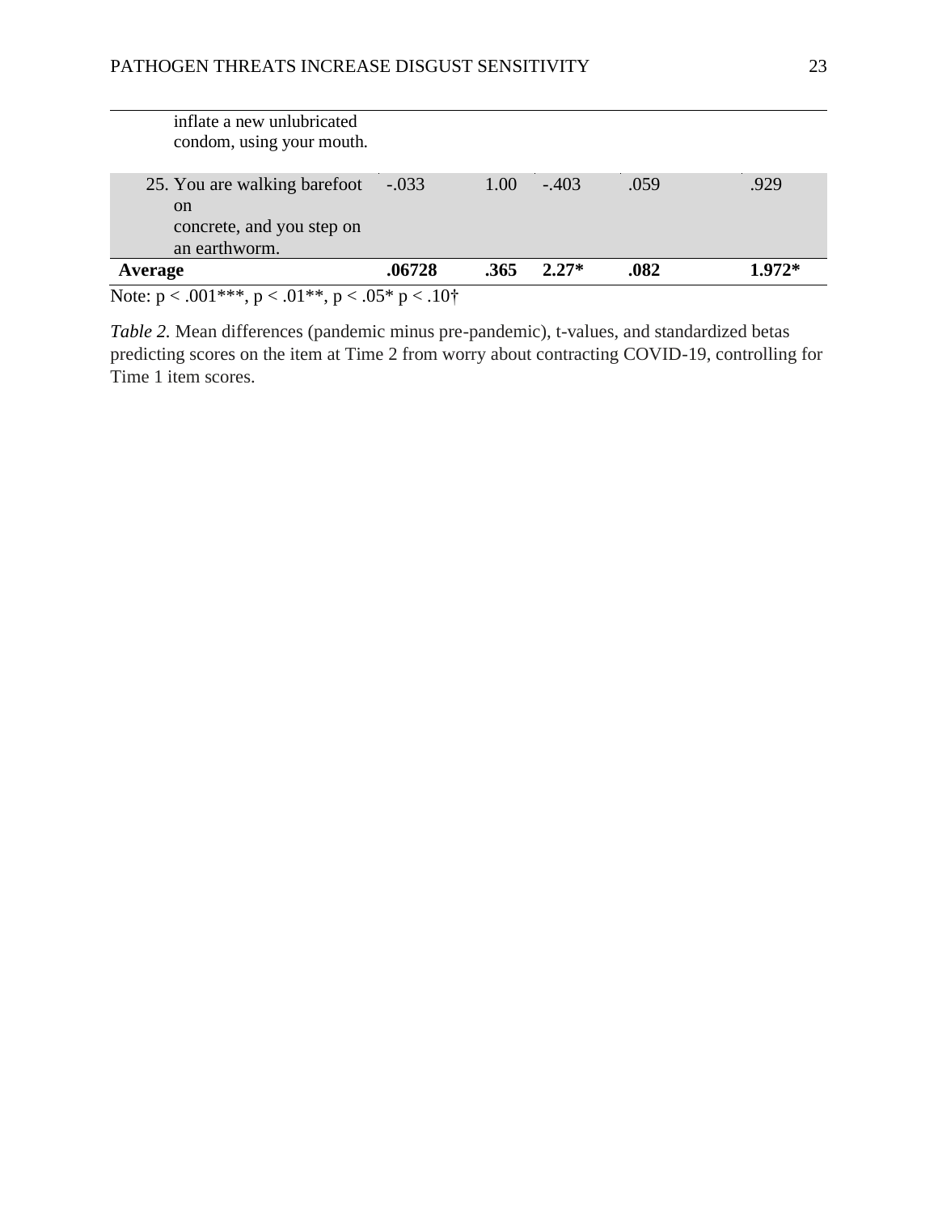| | | | | | |
|---|---|---|---|---|---|
| inflate a new unlubricated condom, using your mouth. | | | | | |
| 25. You are walking barefoot on concrete, and you step on an earthworm. | -.033 | 1.00 | -.403 | .059 | .929 |
| **Average** | **.06728** | **.365** | **2.27*** | **.082** | **1.972*** |

Note: p < .001***, p < .01**, p < .05* p < .10†

*Table 2.* Mean differences (pandemic minus pre-pandemic), t-values, and standardized betas predicting scores on the item at Time 2 from worry about contracting COVID-19, controlling for Time 1 item scores.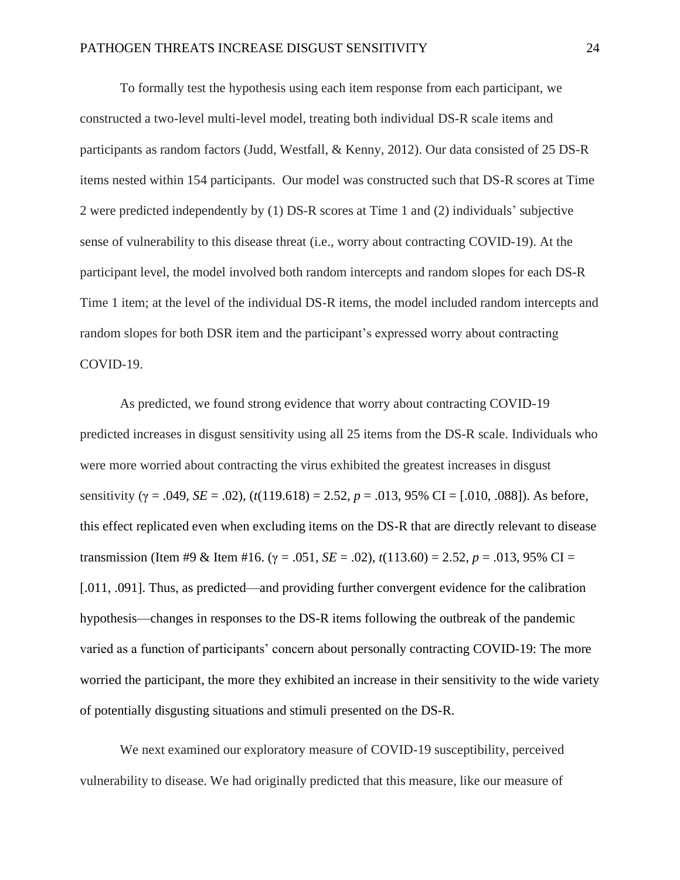To formally test the hypothesis using each item response from each participant, we constructed a two-level multi-level model, treating both individual DS-R scale items and participants as random factors (Judd, Westfall, & Kenny, 2012). Our data consisted of 25 DS-R items nested within 154 participants. Our model was constructed such that DS-R scores at Time 2 were predicted independently by (1) DS-R scores at Time 1 and (2) individuals' subjective sense of vulnerability to this disease threat (i.e., worry about contracting COVID-19). At the participant level, the model involved both random intercepts and random slopes for each DS-R Time 1 item; at the level of the individual DS-R items, the model included random intercepts and random slopes for both DSR item and the participant's expressed worry about contracting COVID-19.

As predicted, we found strong evidence that worry about contracting COVID-19 predicted increases in disgust sensitivity using all 25 items from the DS-R scale. Individuals who were more worried about contracting the virus exhibited the greatest increases in disgust sensitivity ($\gamma = .049$, $SE = .02$), ($t(119.618) = 2.52$, $p = .013$, 95% CI = [.010, .088]). As before, this effect replicated even when excluding items on the DS-R that are directly relevant to disease transmission (Item #9 & Item #16. ($\gamma = .051$, $SE = .02$), $t(113.60) = 2.52$, $p = .013$, 95% CI = [.011, .091]. Thus, as predicted—and providing further convergent evidence for the calibration hypothesis—changes in responses to the DS-R items following the outbreak of the pandemic varied as a function of participants' concern about personally contracting COVID-19: The more worried the participant, the more they exhibited an increase in their sensitivity to the wide variety of potentially disgusting situations and stimuli presented on the DS-R.

We next examined our exploratory measure of COVID-19 susceptibility, perceived vulnerability to disease. We had originally predicted that this measure, like our measure of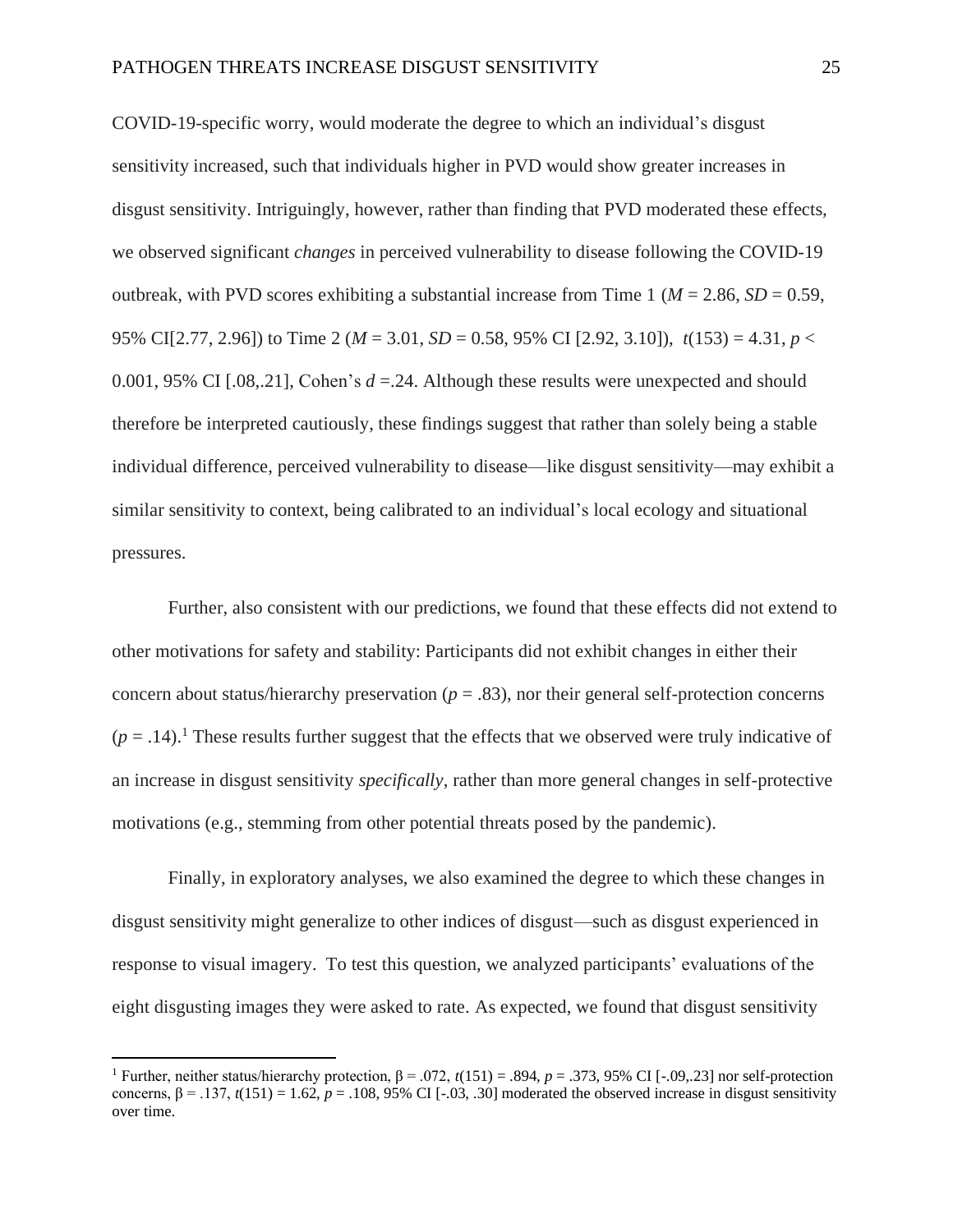COVID-19-specific worry, would moderate the degree to which an individual's disgust sensitivity increased, such that individuals higher in PVD would show greater increases in disgust sensitivity. Intriguingly, however, rather than finding that PVD moderated these effects, we observed significant *changes* in perceived vulnerability to disease following the COVID-19 outbreak, with PVD scores exhibiting a substantial increase from Time 1 ($M$ = 2.86, $SD$ = 0.59, 95% CI[2.77, 2.96]) to Time 2 ($M$ = 3.01, $SD$ = 0.58, 95% CI [2.92, 3.10]), $t(153) = 4.31$, $p <$ 0.001, 95% CI [.08,.21], Cohen's $d$ =.24. Although these results were unexpected and should therefore be interpreted cautiously, these findings suggest that rather than solely being a stable individual difference, perceived vulnerability to disease—like disgust sensitivity—may exhibit a similar sensitivity to context, being calibrated to an individual's local ecology and situational pressures.

Further, also consistent with our predictions, we found that these effects did not extend to other motivations for safety and stability: Participants did not exhibit changes in either their concern about status/hierarchy preservation ($p$ = .83), nor their general self-protection concerns ($p$ = .14).[1] These results further suggest that the effects that we observed were truly indicative of an increase in disgust sensitivity *specifically*, rather than more general changes in self-protective motivations (e.g., stemming from other potential threats posed by the pandemic).

Finally, in exploratory analyses, we also examined the degree to which these changes in disgust sensitivity might generalize to other indices of disgust—such as disgust experienced in response to visual imagery. To test this question, we analyzed participants' evaluations of the eight disgusting images they were asked to rate. As expected, we found that disgust sensitivity

[1] Further, neither status/hierarchy protection, $\beta = .072$, $t(151) = .894$, $p = .373$, 95% CI [-.09,.23] nor self-protection concerns, $\beta = .137$, $t(151) = 1.62$, $p = .108$, 95% CI [-.03, .30] moderated the observed increase in disgust sensitivity over time.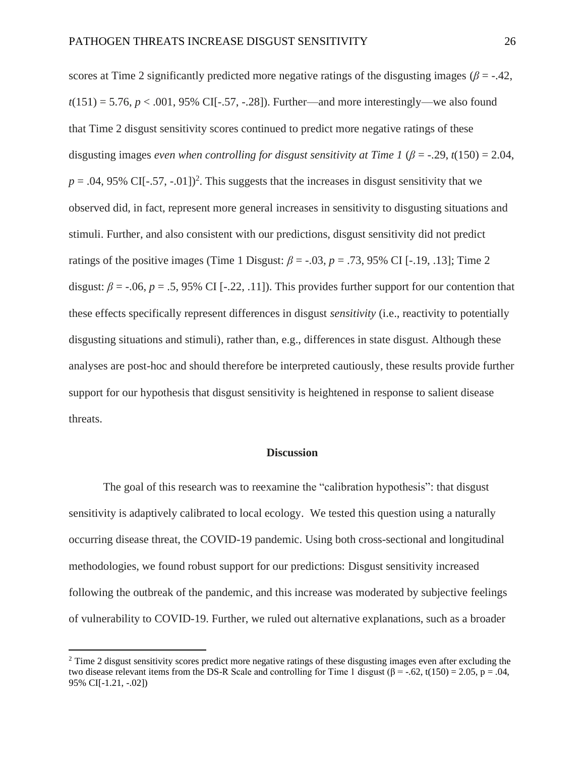scores at Time 2 significantly predicted more negative ratings of the disgusting images ($\beta$ = -.42, $t(151)$ = 5.76, $p$ < .001, 95% CI[-.57, -.28]). Further—and more interestingly—we also found that Time 2 disgust sensitivity scores continued to predict more negative ratings of these disgusting images *even when controlling for disgust sensitivity at Time 1* ($\beta$ = -.29, $t(150)$ = 2.04, $p$ = .04, 95% CI[-.57, -.01])[2]. This suggests that the increases in disgust sensitivity that we observed did, in fact, represent more general increases in sensitivity to disgusting situations and stimuli. Further, and also consistent with our predictions, disgust sensitivity did not predict ratings of the positive images (Time 1 Disgust: $\beta$ = -.03, $p$ = .73, 95% CI [-.19, .13]; Time 2 disgust: $\beta$ = -.06, $p$ = .5, 95% CI [-.22, .11]). This provides further support for our contention that these effects specifically represent differences in disgust *sensitivity* (i.e., reactivity to potentially disgusting situations and stimuli), rather than, e.g., differences in state disgust. Although these analyses are post-hoc and should therefore be interpreted cautiously, these results provide further support for our hypothesis that disgust sensitivity is heightened in response to salient disease threats.

## Discussion

The goal of this research was to reexamine the "calibration hypothesis": that disgust sensitivity is adaptively calibrated to local ecology. We tested this question using a naturally occurring disease threat, the COVID-19 pandemic. Using both cross-sectional and longitudinal methodologies, we found robust support for our predictions: Disgust sensitivity increased following the outbreak of the pandemic, and this increase was moderated by subjective feelings of vulnerability to COVID-19. Further, we ruled out alternative explanations, such as a broader

[2] Time 2 disgust sensitivity scores predict more negative ratings of these disgusting images even after excluding the two disease relevant items from the DS-R Scale and controlling for Time 1 disgust ($\beta$ = -.62, $t(150)$ = 2.05, $p$ = .04, 95% CI[-1.21, -.02])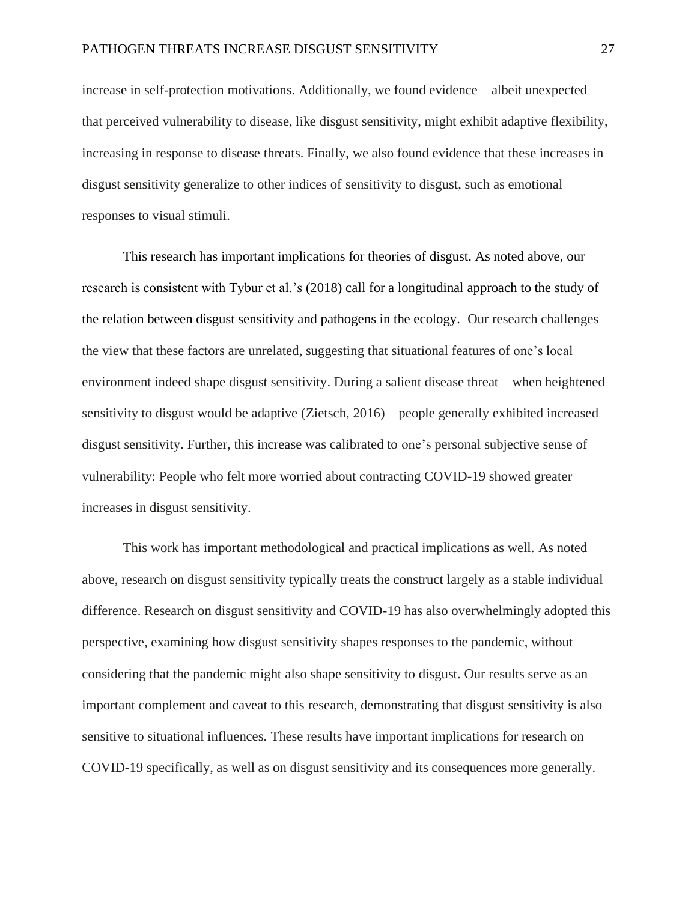increase in self-protection motivations. Additionally, we found evidence—albeit unexpected—that perceived vulnerability to disease, like disgust sensitivity, might exhibit adaptive flexibility, increasing in response to disease threats. Finally, we also found evidence that these increases in disgust sensitivity generalize to other indices of sensitivity to disgust, such as emotional responses to visual stimuli.

This research has important implications for theories of disgust. As noted above, our research is consistent with Tybur et al.'s (2018) call for a longitudinal approach to the study of the relation between disgust sensitivity and pathogens in the ecology. Our research challenges the view that these factors are unrelated, suggesting that situational features of one's local environment indeed shape disgust sensitivity. During a salient disease threat—when heightened sensitivity to disgust would be adaptive (Zietsch, 2016)—people generally exhibited increased disgust sensitivity. Further, this increase was calibrated to one's personal subjective sense of vulnerability: People who felt more worried about contracting COVID-19 showed greater increases in disgust sensitivity.

This work has important methodological and practical implications as well. As noted above, research on disgust sensitivity typically treats the construct largely as a stable individual difference. Research on disgust sensitivity and COVID-19 has also overwhelmingly adopted this perspective, examining how disgust sensitivity shapes responses to the pandemic, without considering that the pandemic might also shape sensitivity to disgust. Our results serve as an important complement and caveat to this research, demonstrating that disgust sensitivity is also sensitive to situational influences. These results have important implications for research on COVID-19 specifically, as well as on disgust sensitivity and its consequences more generally.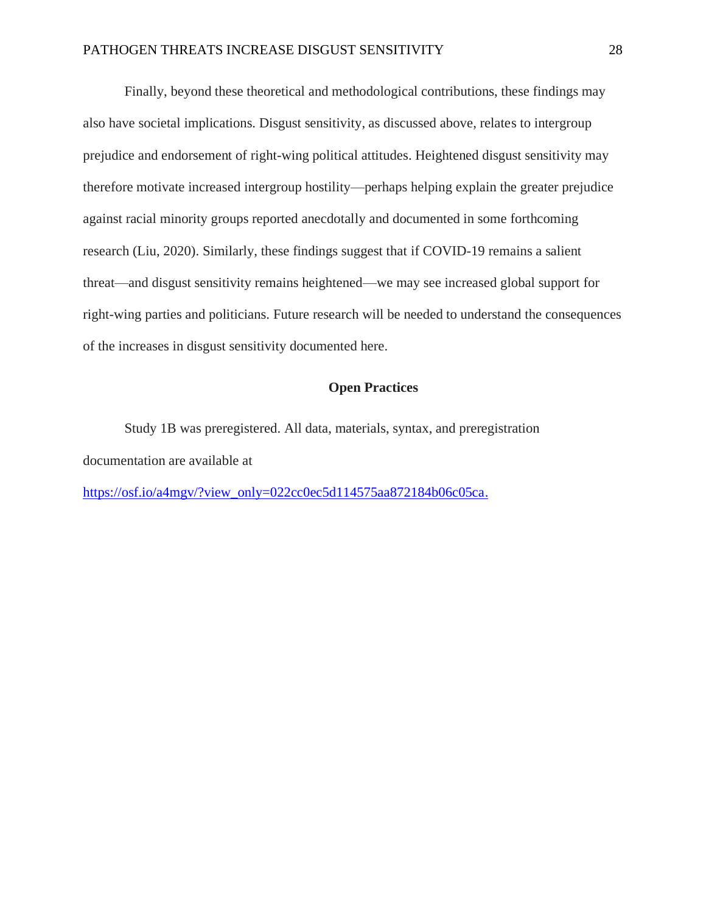Finally, beyond these theoretical and methodological contributions, these findings may also have societal implications. Disgust sensitivity, as discussed above, relates to intergroup prejudice and endorsement of right-wing political attitudes. Heightened disgust sensitivity may therefore motivate increased intergroup hostility—perhaps helping explain the greater prejudice against racial minority groups reported anecdotally and documented in some forthcoming research (Liu, 2020). Similarly, these findings suggest that if COVID-19 remains a salient threat—and disgust sensitivity remains heightened—we may see increased global support for right-wing parties and politicians. Future research will be needed to understand the consequences of the increases in disgust sensitivity documented here.

## Open Practices

Study 1B was preregistered. All data, materials, syntax, and preregistration documentation are available at https://osf.io/a4mgv/?view_only=022cc0ec5d114575aa872184b06c05ca.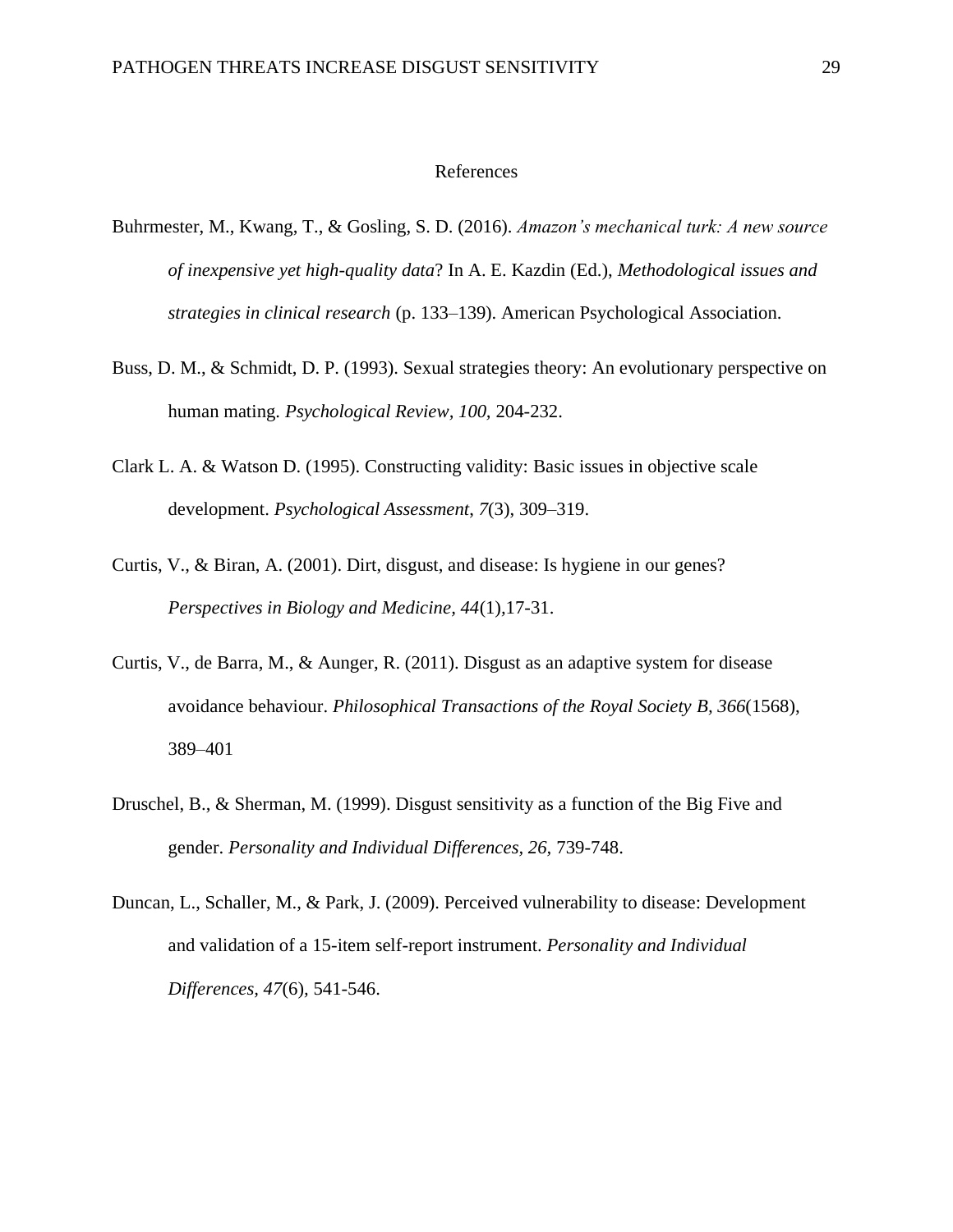# References

Buhrmester, M., Kwang, T., & Gosling, S. D. (2016). *Amazon's mechanical turk: A new source of inexpensive yet high-quality data*? In A. E. Kazdin (Ed.), *Methodological issues and strategies in clinical research* (p. 133–139). American Psychological Association.

Buss, D. M., & Schmidt, D. P. (1993). Sexual strategies theory: An evolutionary perspective on human mating. *Psychological Review, 100,* 204-232.

Clark L. A. & Watson D. (1995). Constructing validity: Basic issues in objective scale development. *Psychological Assessment*, *7*(3), 309–319.

Curtis, V., & Biran, A. (2001). Dirt, disgust, and disease: Is hygiene in our genes? *Perspectives in Biology and Medicine, 44*(1),17-31.

Curtis, V., de Barra, M., & Aunger, R. (2011). Disgust as an adaptive system for disease avoidance behaviour. *Philosophical Transactions of the Royal Society B, 366*(1568), 389–401

Druschel, B., & Sherman, M. (1999). Disgust sensitivity as a function of the Big Five and gender. *Personality and Individual Differences, 26,* 739-748.

Duncan, L., Schaller, M., & Park, J. (2009). Perceived vulnerability to disease: Development and validation of a 15-item self-report instrument. *Personality and Individual Differences, 47*(6), 541-546.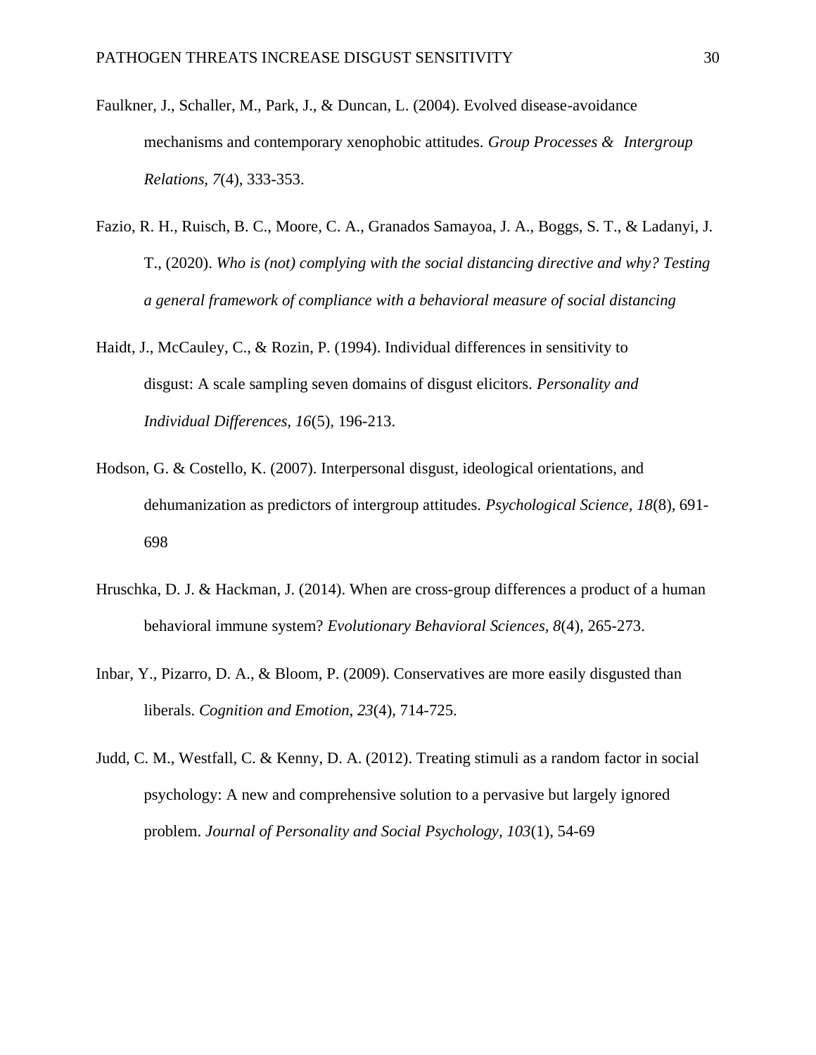Faulkner, J., Schaller, M., Park, J., & Duncan, L. (2004). Evolved disease-avoidance mechanisms and contemporary xenophobic attitudes. *Group Processes & Intergroup Relations, 7*(4), 333-353.

Fazio, R. H., Ruisch, B. C., Moore, C. A., Granados Samayoa, J. A., Boggs, S. T., & Ladanyi, J. T., (2020). *Who is (not) complying with the social distancing directive and why? Testing a general framework of compliance with a behavioral measure of social distancing*

Haidt, J., McCauley, C., & Rozin, P. (1994). Individual differences in sensitivity to disgust: A scale sampling seven domains of disgust elicitors. *Personality and Individual Differences, 16*(5), 196-213.

Hodson, G. & Costello, K. (2007). Interpersonal disgust, ideological orientations, and dehumanization as predictors of intergroup attitudes. *Psychological Science, 18*(8), 691-698

Hruschka, D. J. & Hackman, J. (2014). When are cross-group differences a product of a human behavioral immune system? *Evolutionary Behavioral Sciences, 8*(4), 265-273.

Inbar, Y., Pizarro, D. A., & Bloom, P. (2009). Conservatives are more easily disgusted than liberals. *Cognition and Emotion*, *23*(4), 714-725.

Judd, C. M., Westfall, C. & Kenny, D. A. (2012). Treating stimuli as a random factor in social psychology: A new and comprehensive solution to a pervasive but largely ignored problem. *Journal of Personality and Social Psychology, 103*(1), 54-69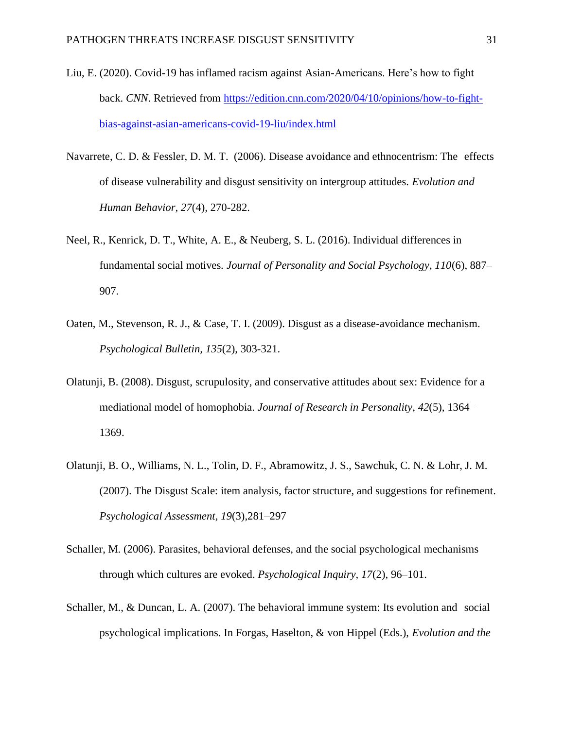Liu, E. (2020). Covid-19 has inflamed racism against Asian-Americans. Here's how to fight back. *CNN*. Retrieved from https://edition.cnn.com/2020/04/10/opinions/how-to-fight-bias-against-asian-americans-covid-19-liu/index.html

Navarrete, C. D. & Fessler, D. M. T. (2006). Disease avoidance and ethnocentrism: The effects of disease vulnerability and disgust sensitivity on intergroup attitudes. *Evolution and Human Behavior, 27*(4), 270-282.

Neel, R., Kenrick, D. T., White, A. E., & Neuberg, S. L. (2016). Individual differences in fundamental social motives. *Journal of Personality and Social Psychology, 110*(6), 887–907.

Oaten, M., Stevenson, R. J., & Case, T. I. (2009). Disgust as a disease-avoidance mechanism. *Psychological Bulletin, 135*(2), 303-321.

Olatunji, B. (2008). Disgust, scrupulosity, and conservative attitudes about sex: Evidence for a mediational model of homophobia. *Journal of Research in Personality*, *42*(5), 1364–1369.

Olatunji, B. O., Williams, N. L., Tolin, D. F., Abramowitz, J. S., Sawchuk, C. N. & Lohr, J. M. (2007). The Disgust Scale: item analysis, factor structure, and suggestions for refinement. *Psychological Assessment*, *19*(3),281–297

Schaller, M. (2006). Parasites, behavioral defenses, and the social psychological mechanisms through which cultures are evoked. *Psychological Inquiry, 17*(2), 96–101.

Schaller, M., & Duncan, L. A. (2007). The behavioral immune system: Its evolution and social psychological implications. In Forgas, Haselton, & von Hippel (Eds.), *Evolution and the*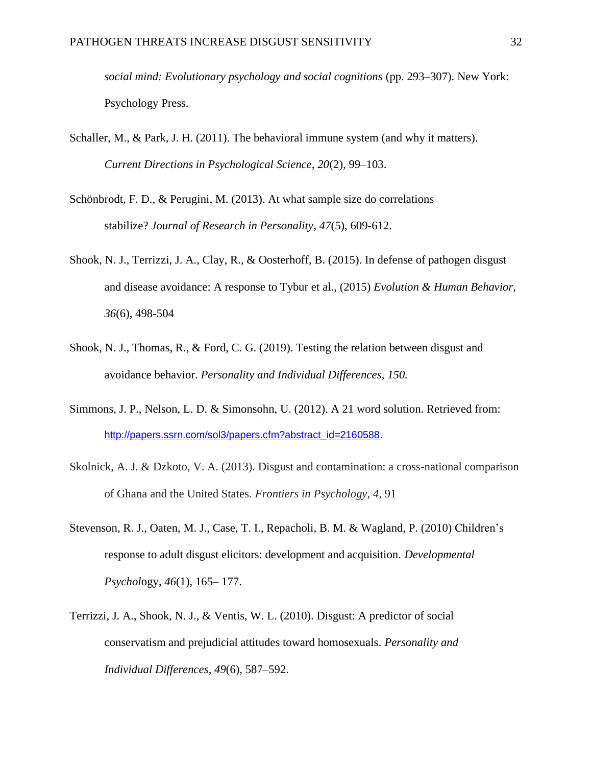*social mind: Evolutionary psychology and social cognitions* (pp. 293–307). New York: Psychology Press.

Schaller, M., & Park, J. H. (2011). The behavioral immune system (and why it matters). *Current Directions in Psychological Science, 20*(2), 99–103.

Schönbrodt, F. D., & Perugini, M. (2013). At what sample size do correlations stabilize? *Journal of Research in Personality*, *47*(5), 609-612.

Shook, N. J., Terrizzi, J. A., Clay, R., & Oosterhoff, B. (2015). In defense of pathogen disgust and disease avoidance: A response to Tybur et al., (2015) *Evolution & Human Behavior*, *36*(6), 498-504

Shook, N. J., Thomas, R., & Ford, C. G. (2019). Testing the relation between disgust and avoidance behavior. *Personality and Individual Differences*, *150.*

Simmons, J. P., Nelson, L. D. & Simonsohn, U. (2012). A 21 word solution. Retrieved from: http://papers.ssrn.com/sol3/papers.cfm?abstract_id=2160588.

Skolnick, A. J. & Dzkoto, V. A. (2013). Disgust and contamination: a cross-national comparison of Ghana and the United States. *Frontiers in Psychology*, *4*, 91

Stevenson, R. J., Oaten, M. J., Case, T. I., Repacholi, B. M. & Wagland, P. (2010) Children's response to adult disgust elicitors: development and acquisition. *Developmental Psychol*ogy, *46*(1), 165– 177.

Terrizzi, J. A., Shook, N. J., & Ventis, W. L. (2010). Disgust: A predictor of social conservatism and prejudicial attitudes toward homosexuals. *Personality and Individual Differences*, *49*(6), 587–592.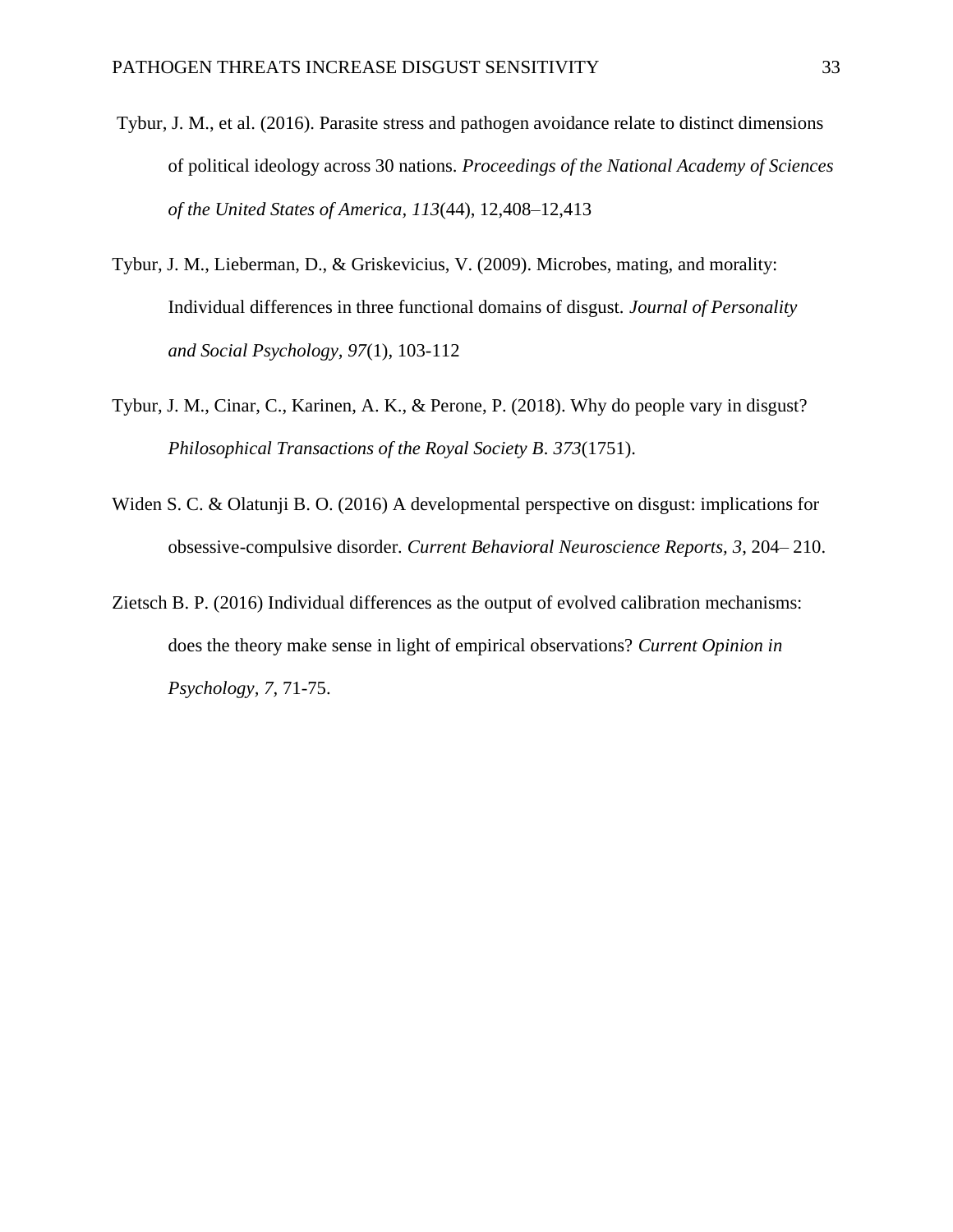Tybur, J. M., et al. (2016). Parasite stress and pathogen avoidance relate to distinct dimensions of political ideology across 30 nations. *Proceedings of the National Academy of Sciences of the United States of America*, *113*(44), 12,408–12,413

Tybur, J. M., Lieberman, D., & Griskevicius, V. (2009). Microbes, mating, and morality: Individual differences in three functional domains of disgust. *Journal of Personality and Social Psychology, 97*(1), 103-112

Tybur, J. M., Cinar, C., Karinen, A. K., & Perone, P. (2018). Why do people vary in disgust? *Philosophical Transactions of the Royal Society B*. *373*(1751).

Widen S. C. & Olatunji B. O. (2016) A developmental perspective on disgust: implications for obsessive-compulsive disorder. *Current Behavioral Neuroscience Reports*, *3*, 204– 210.

Zietsch B. P. (2016) Individual differences as the output of evolved calibration mechanisms: does the theory make sense in light of empirical observations? *Current Opinion in Psychology*, *7*, 71-75.